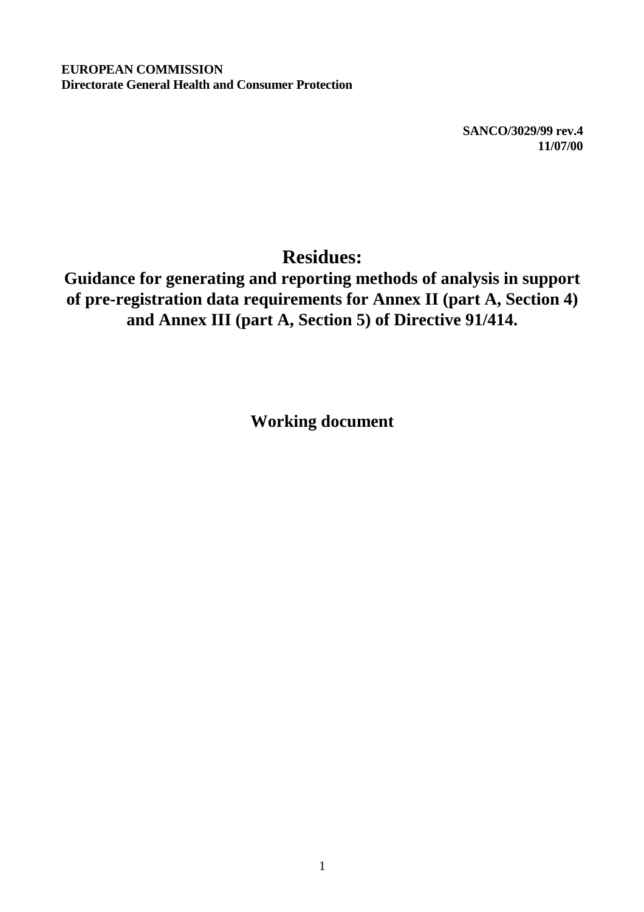**EUROPEAN COMMISSION**
**Directorate General Health and Consumer Protection**

**SANCO/3029/99 rev.4**
**11/07/00**

# Residues:
## Guidance for generating and reporting methods of analysis in support of pre-registration data requirements for Annex II (part A, Section 4) and Annex III (part A, Section 5) of Directive 91/414.

**Working document**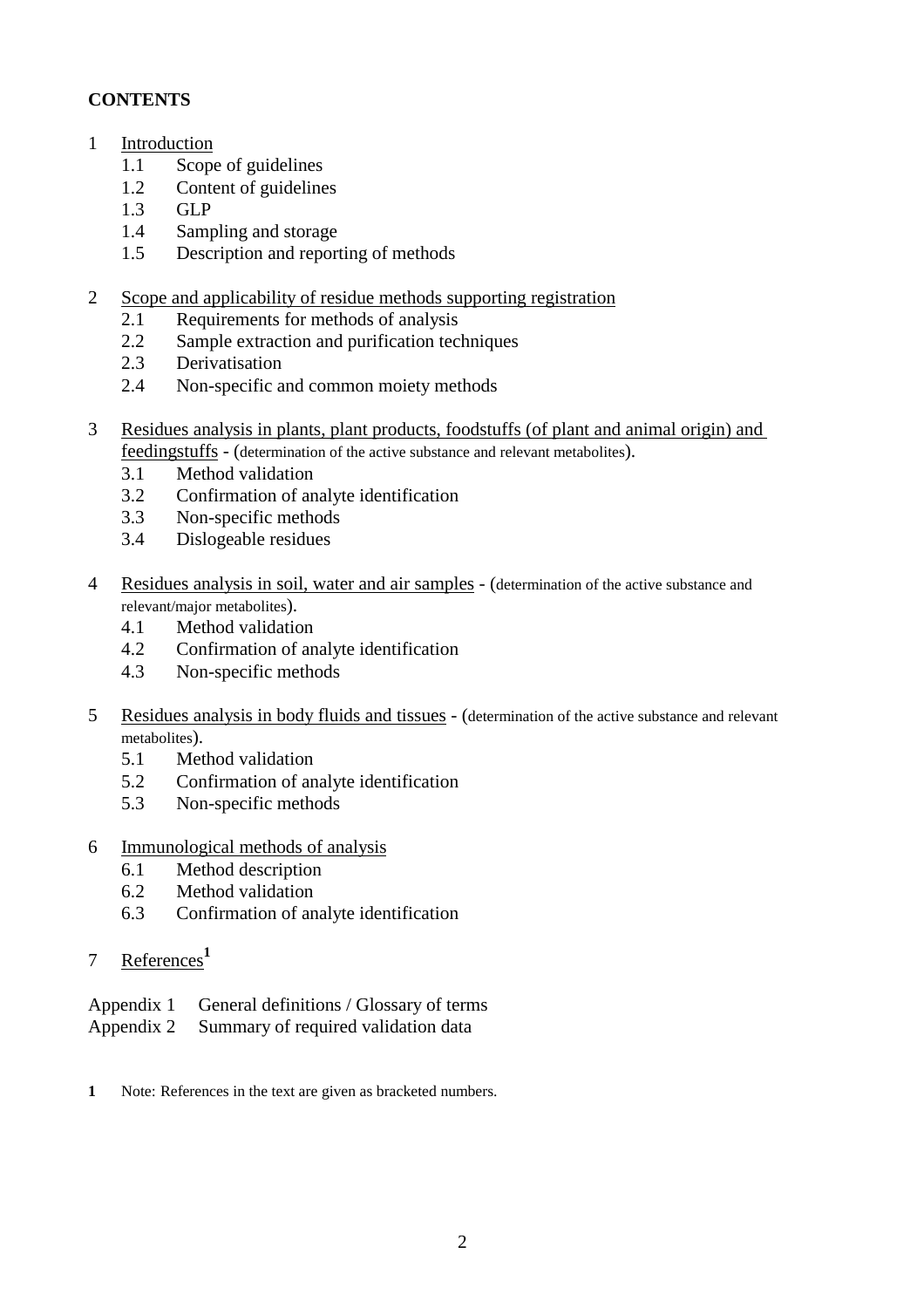**CONTENTS**

1 Introduction
   - 1.1 Scope of guidelines
   - 1.2 Content of guidelines
   - 1.3 GLP
   - 1.4 Sampling and storage
   - 1.5 Description and reporting of methods

2 Scope and applicability of residue methods supporting registration
   - 2.1 Requirements for methods of analysis
   - 2.2 Sample extraction and purification techniques
   - 2.3 Derivatisation
   - 2.4 Non-specific and common moiety methods

3 Residues analysis in plants, plant products, foodstuffs (of plant and animal origin) and feedingstuffs - (determination of the active substance and relevant metabolites).
   - 3.1 Method validation
   - 3.2 Confirmation of analyte identification
   - 3.3 Non-specific methods
   - 3.4 Dislogeable residues

4 Residues analysis in soil, water and air samples - (determination of the active substance and relevant/major metabolites).
   - 4.1 Method validation
   - 4.2 Confirmation of analyte identification
   - 4.3 Non-specific methods

5 Residues analysis in body fluids and tissues - (determination of the active substance and relevant metabolites).
   - 5.1 Method validation
   - 5.2 Confirmation of analyte identification
   - 5.3 Non-specific methods

6 Immunological methods of analysis
   - 6.1 Method description
   - 6.2 Method validation
   - 6.3 Confirmation of analyte identification

7 References[1]

Appendix 1 General definitions / Glossary of terms
Appendix 2 Summary of required validation data

**1** Note: References in the text are given as bracketed numbers.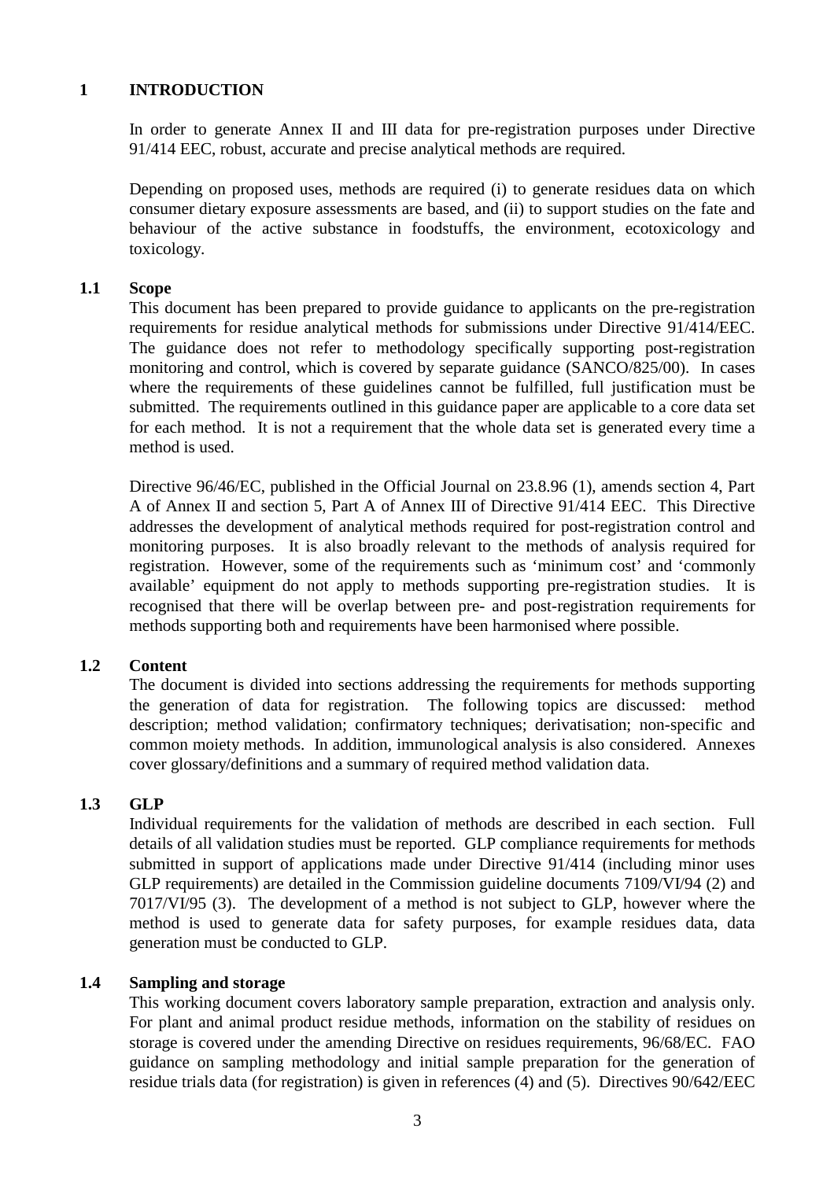## 1 INTRODUCTION

In order to generate Annex II and III data for pre-registration purposes under Directive 91/414 EEC, robust, accurate and precise analytical methods are required.

Depending on proposed uses, methods are required (i) to generate residues data on which consumer dietary exposure assessments are based, and (ii) to support studies on the fate and behaviour of the active substance in foodstuffs, the environment, ecotoxicology and toxicology.

### 1.1 Scope

This document has been prepared to provide guidance to applicants on the pre-registration requirements for residue analytical methods for submissions under Directive 91/414/EEC. The guidance does not refer to methodology specifically supporting post-registration monitoring and control, which is covered by separate guidance (SANCO/825/00). In cases where the requirements of these guidelines cannot be fulfilled, full justification must be submitted. The requirements outlined in this guidance paper are applicable to a core data set for each method. It is not a requirement that the whole data set is generated every time a method is used.

Directive 96/46/EC, published in the Official Journal on 23.8.96 (1), amends section 4, Part A of Annex II and section 5, Part A of Annex III of Directive 91/414 EEC. This Directive addresses the development of analytical methods required for post-registration control and monitoring purposes. It is also broadly relevant to the methods of analysis required for registration. However, some of the requirements such as 'minimum cost' and 'commonly available' equipment do not apply to methods supporting pre-registration studies. It is recognised that there will be overlap between pre- and post-registration requirements for methods supporting both and requirements have been harmonised where possible.

### 1.2 Content

The document is divided into sections addressing the requirements for methods supporting the generation of data for registration. The following topics are discussed: method description; method validation; confirmatory techniques; derivatisation; non-specific and common moiety methods. In addition, immunological analysis is also considered. Annexes cover glossary/definitions and a summary of required method validation data.

### 1.3 GLP

Individual requirements for the validation of methods are described in each section. Full details of all validation studies must be reported. GLP compliance requirements for methods submitted in support of applications made under Directive 91/414 (including minor uses GLP requirements) are detailed in the Commission guideline documents 7109/VI/94 (2) and 7017/VI/95 (3). The development of a method is not subject to GLP, however where the method is used to generate data for safety purposes, for example residues data, data generation must be conducted to GLP.

### 1.4 Sampling and storage

This working document covers laboratory sample preparation, extraction and analysis only. For plant and animal product residue methods, information on the stability of residues on storage is covered under the amending Directive on residues requirements, 96/68/EC. FAO guidance on sampling methodology and initial sample preparation for the generation of residue trials data (for registration) is given in references (4) and (5). Directives 90/642/EEC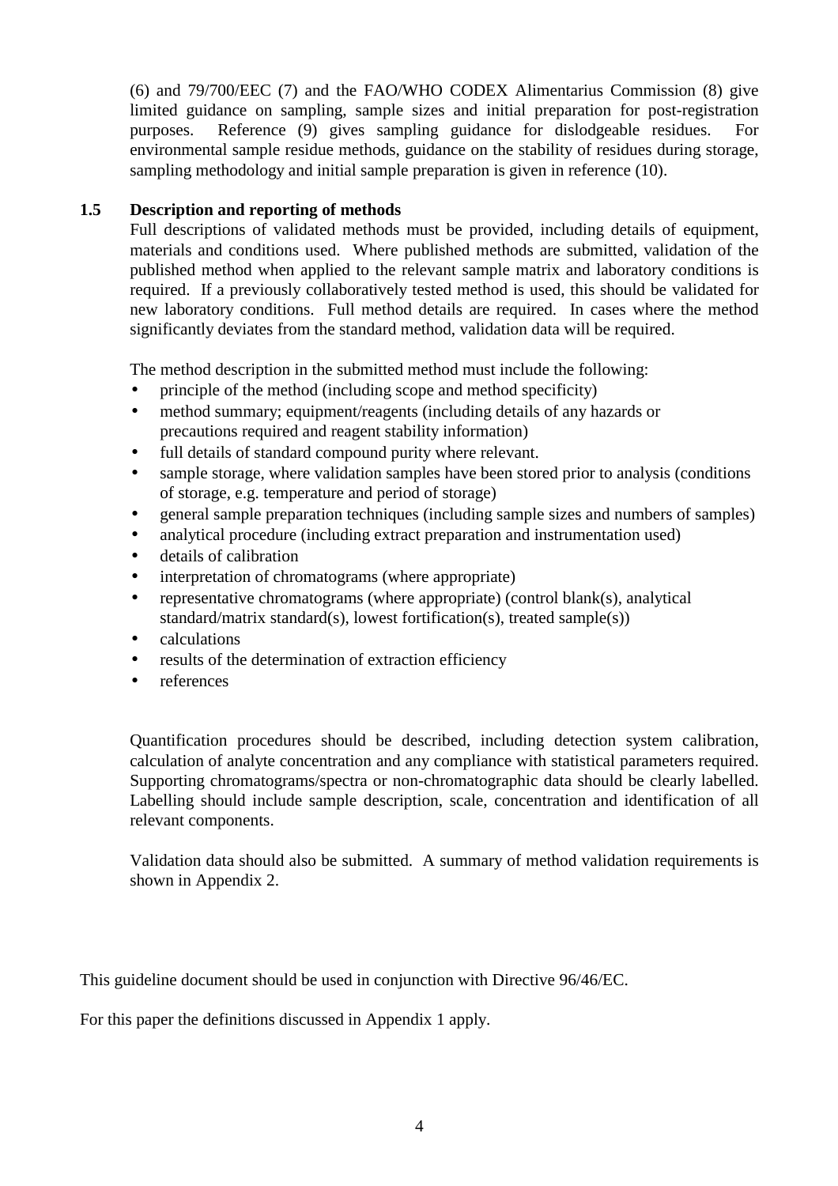(6) and 79/700/EEC (7) and the FAO/WHO CODEX Alimentarius Commission (8) give limited guidance on sampling, sample sizes and initial preparation for post-registration purposes. Reference (9) gives sampling guidance for dislodgeable residues. For environmental sample residue methods, guidance on the stability of residues during storage, sampling methodology and initial sample preparation is given in reference (10).

### 1.5 Description and reporting of methods

Full descriptions of validated methods must be provided, including details of equipment, materials and conditions used. Where published methods are submitted, validation of the published method when applied to the relevant sample matrix and laboratory conditions is required. If a previously collaboratively tested method is used, this should be validated for new laboratory conditions. Full method details are required. In cases where the method significantly deviates from the standard method, validation data will be required.

The method description in the submitted method must include the following:

- principle of the method (including scope and method specificity)
- method summary; equipment/reagents (including details of any hazards or precautions required and reagent stability information)
- full details of standard compound purity where relevant.
- sample storage, where validation samples have been stored prior to analysis (conditions of storage, e.g. temperature and period of storage)
- general sample preparation techniques (including sample sizes and numbers of samples)
- analytical procedure (including extract preparation and instrumentation used)
- details of calibration
- interpretation of chromatograms (where appropriate)
- representative chromatograms (where appropriate) (control blank(s), analytical standard/matrix standard(s), lowest fortification(s), treated sample(s))
- calculations
- results of the determination of extraction efficiency
- references

Quantification procedures should be described, including detection system calibration, calculation of analyte concentration and any compliance with statistical parameters required. Supporting chromatograms/spectra or non-chromatographic data should be clearly labelled. Labelling should include sample description, scale, concentration and identification of all relevant components.

Validation data should also be submitted. A summary of method validation requirements is shown in Appendix 2.

This guideline document should be used in conjunction with Directive 96/46/EC.

For this paper the definitions discussed in Appendix 1 apply.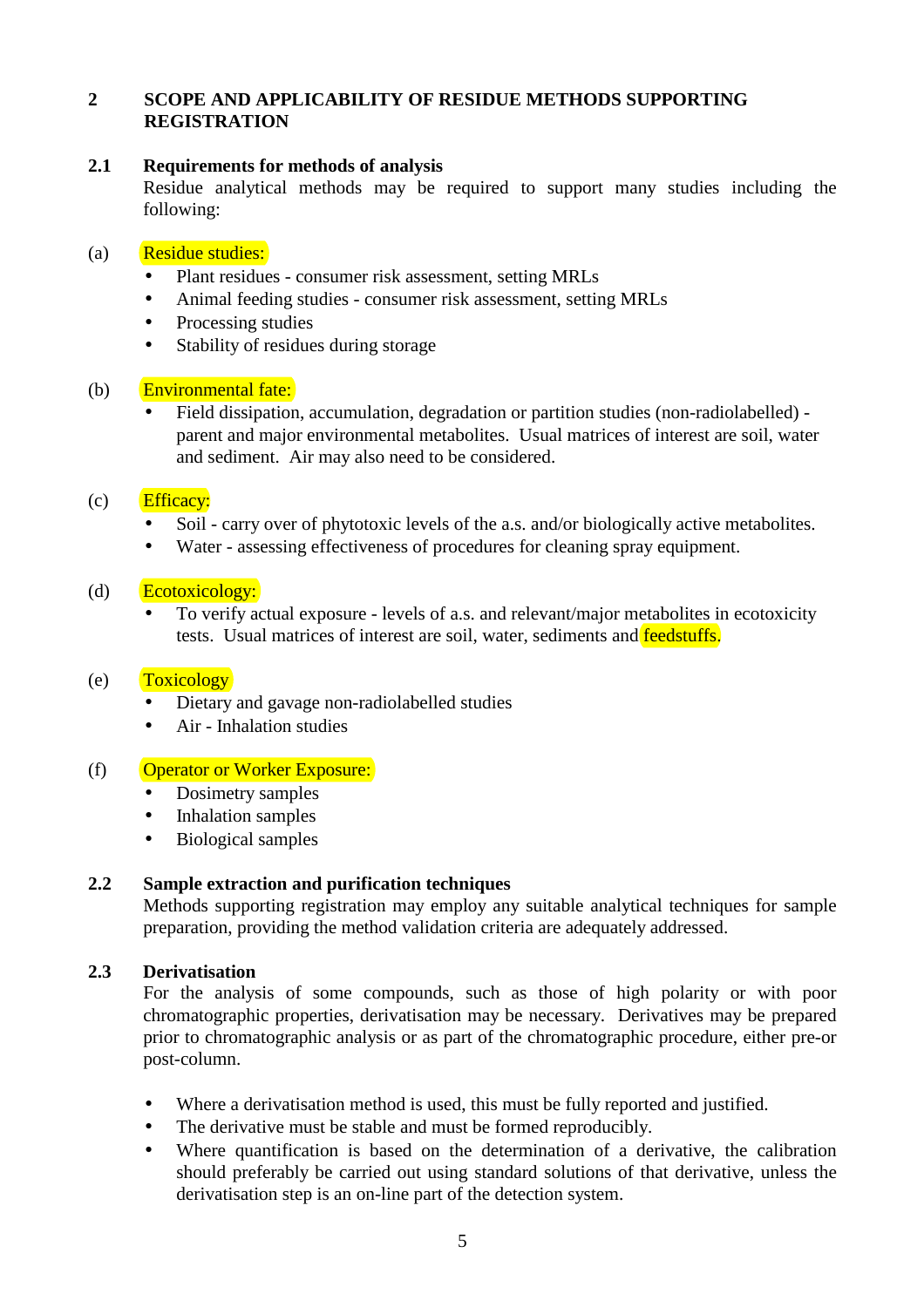## 2 SCOPE AND APPLICABILITY OF RESIDUE METHODS SUPPORTING REGISTRATION

### 2.1 Requirements for methods of analysis

Residue analytical methods may be required to support many studies including the following:

(a) Residue studies:

- Plant residues - consumer risk assessment, setting MRLs
- Animal feeding studies - consumer risk assessment, setting MRLs
- Processing studies
- Stability of residues during storage

(b) Environmental fate:

- Field dissipation, accumulation, degradation or partition studies (non-radiolabelled) - parent and major environmental metabolites. Usual matrices of interest are soil, water and sediment. Air may also need to be considered.

(c) Efficacy:

- Soil - carry over of phytotoxic levels of the a.s. and/or biologically active metabolites.
- Water - assessing effectiveness of procedures for cleaning spray equipment.

(d) Ecotoxicology:

- To verify actual exposure - levels of a.s. and relevant/major metabolites in ecotoxicity tests. Usual matrices of interest are soil, water, sediments and feedstuffs.

(e) Toxicology

- Dietary and gavage non-radiolabelled studies
- Air - Inhalation studies

(f) Operator or Worker Exposure:

- Dosimetry samples
- Inhalation samples
- Biological samples

### 2.2 Sample extraction and purification techniques

Methods supporting registration may employ any suitable analytical techniques for sample preparation, providing the method validation criteria are adequately addressed.

### 2.3 Derivatisation

For the analysis of some compounds, such as those of high polarity or with poor chromatographic properties, derivatisation may be necessary. Derivatives may be prepared prior to chromatographic analysis or as part of the chromatographic procedure, either pre-or post-column.

- Where a derivatisation method is used, this must be fully reported and justified.
- The derivative must be stable and must be formed reproducibly.
- Where quantification is based on the determination of a derivative, the calibration should preferably be carried out using standard solutions of that derivative, unless the derivatisation step is an on-line part of the detection system.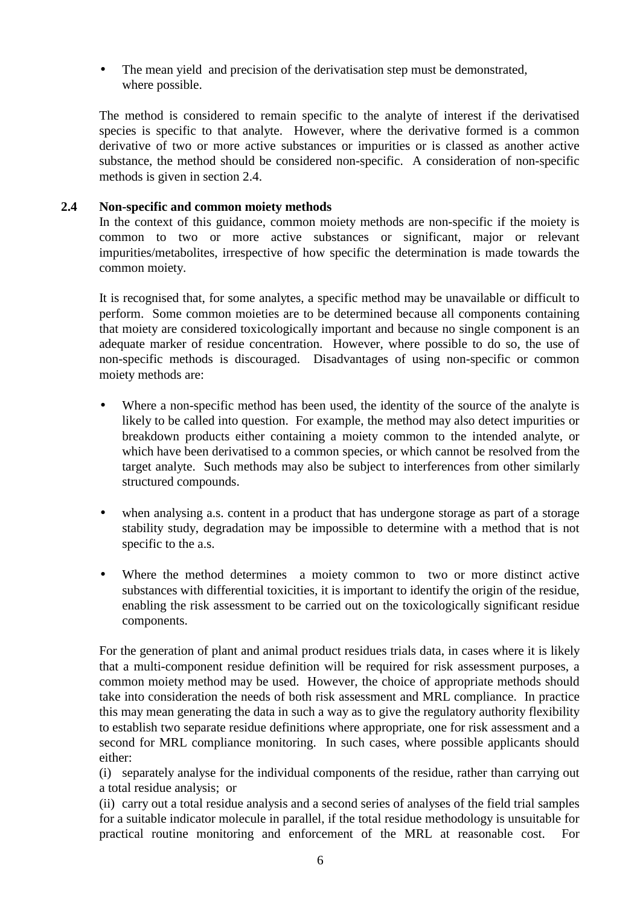- The mean yield and precision of the derivatisation step must be demonstrated, where possible.

The method is considered to remain specific to the analyte of interest if the derivatised species is specific to that analyte. However, where the derivative formed is a common derivative of two or more active substances or impurities or is classed as another active substance, the method should be considered non-specific. A consideration of non-specific methods is given in section 2.4.

## 2.4 Non-specific and common moiety methods

In the context of this guidance, common moiety methods are non-specific if the moiety is common to two or more active substances or significant, major or relevant impurities/metabolites, irrespective of how specific the determination is made towards the common moiety.

It is recognised that, for some analytes, a specific method may be unavailable or difficult to perform. Some common moieties are to be determined because all components containing that moiety are considered toxicologically important and because no single component is an adequate marker of residue concentration. However, where possible to do so, the use of non-specific methods is discouraged. Disadvantages of using non-specific or common moiety methods are:

- Where a non-specific method has been used, the identity of the source of the analyte is likely to be called into question. For example, the method may also detect impurities or breakdown products either containing a moiety common to the intended analyte, or which have been derivatised to a common species, or which cannot be resolved from the target analyte. Such methods may also be subject to interferences from other similarly structured compounds.

- when analysing a.s. content in a product that has undergone storage as part of a storage stability study, degradation may be impossible to determine with a method that is not specific to the a.s.

- Where the method determines a moiety common to two or more distinct active substances with differential toxicities, it is important to identify the origin of the residue, enabling the risk assessment to be carried out on the toxicologically significant residue components.

For the generation of plant and animal product residues trials data, in cases where it is likely that a multi-component residue definition will be required for risk assessment purposes, a common moiety method may be used. However, the choice of appropriate methods should take into consideration the needs of both risk assessment and MRL compliance. In practice this may mean generating the data in such a way as to give the regulatory authority flexibility to establish two separate residue definitions where appropriate, one for risk assessment and a second for MRL compliance monitoring. In such cases, where possible applicants should either:

(i) separately analyse for the individual components of the residue, rather than carrying out a total residue analysis; or

(ii) carry out a total residue analysis and a second series of analyses of the field trial samples for a suitable indicator molecule in parallel, if the total residue methodology is unsuitable for practical routine monitoring and enforcement of the MRL at reasonable cost. For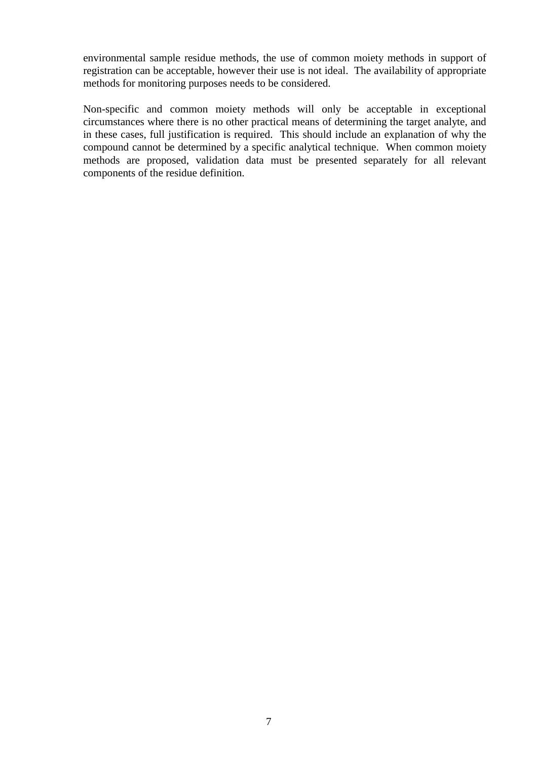environmental sample residue methods, the use of common moiety methods in support of registration can be acceptable, however their use is not ideal. The availability of appropriate methods for monitoring purposes needs to be considered.

Non-specific and common moiety methods will only be acceptable in exceptional circumstances where there is no other practical means of determining the target analyte, and in these cases, full justification is required. This should include an explanation of why the compound cannot be determined by a specific analytical technique. When common moiety methods are proposed, validation data must be presented separately for all relevant components of the residue definition.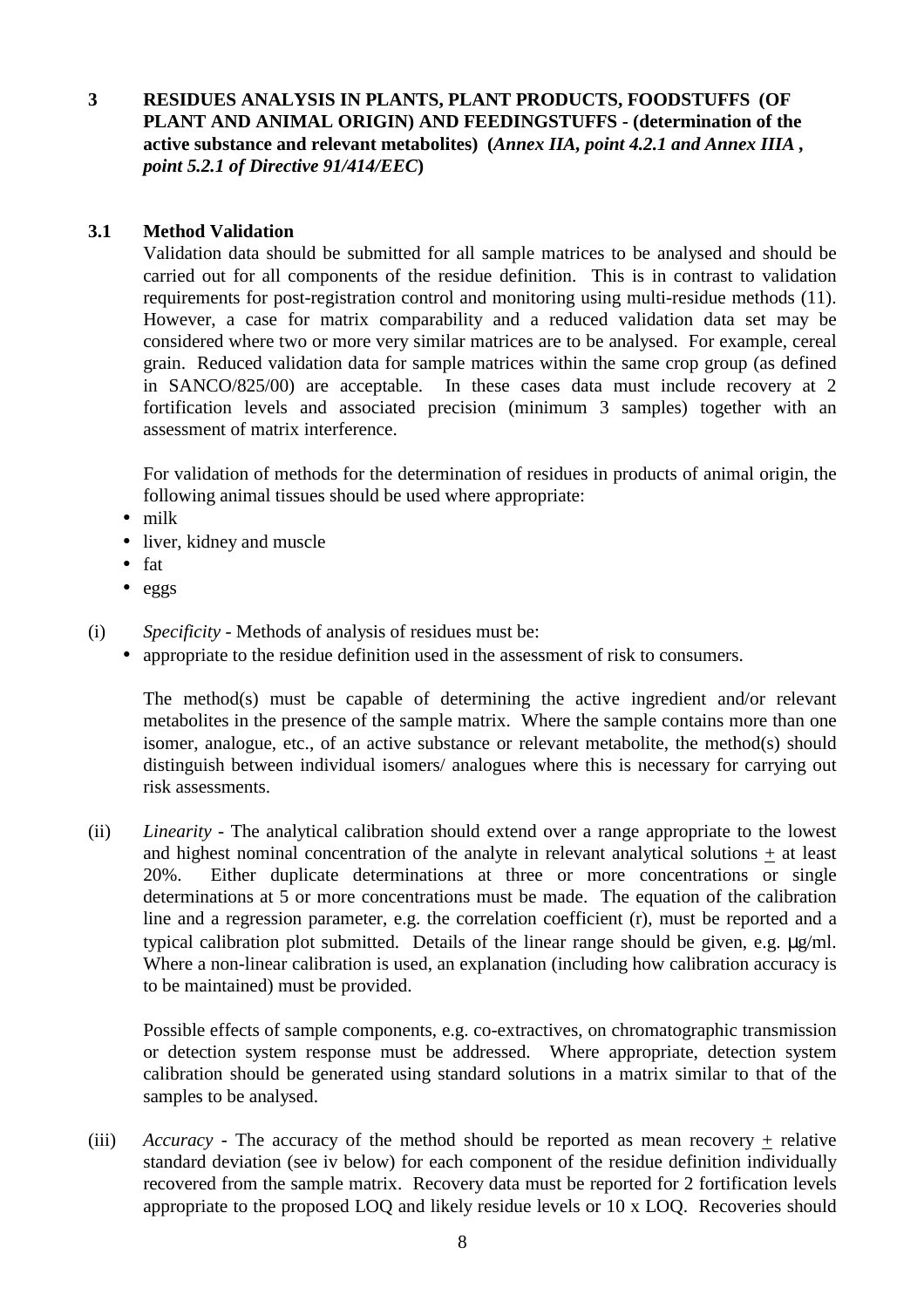## 3 RESIDUES ANALYSIS IN PLANTS, PLANT PRODUCTS, FOODSTUFFS (OF PLANT AND ANIMAL ORIGIN) AND FEEDINGSTUFFS - (determination of the active substance and relevant metabolites) (*Annex IIA, point 4.2.1 and Annex IIIA , point 5.2.1 of Directive 91/414/EEC*)

### 3.1 Method Validation

Validation data should be submitted for all sample matrices to be analysed and should be carried out for all components of the residue definition. This is in contrast to validation requirements for post-registration control and monitoring using multi-residue methods (11). However, a case for matrix comparability and a reduced validation data set may be considered where two or more very similar matrices are to be analysed. For example, cereal grain. Reduced validation data for sample matrices within the same crop group (as defined in SANCO/825/00) are acceptable. In these cases data must include recovery at 2 fortification levels and associated precision (minimum 3 samples) together with an assessment of matrix interference.

For validation of methods for the determination of residues in products of animal origin, the following animal tissues should be used where appropriate:

- milk
- liver, kidney and muscle
- fat
- eggs

(i) *Specificity* - Methods of analysis of residues must be:

- appropriate to the residue definition used in the assessment of risk to consumers.

The method(s) must be capable of determining the active ingredient and/or relevant metabolites in the presence of the sample matrix. Where the sample contains more than one isomer, analogue, etc., of an active substance or relevant metabolite, the method(s) should distinguish between individual isomers/ analogues where this is necessary for carrying out risk assessments.

(ii) *Linearity* - The analytical calibration should extend over a range appropriate to the lowest and highest nominal concentration of the analyte in relevant analytical solutions ± at least 20%. Either duplicate determinations at three or more concentrations or single determinations at 5 or more concentrations must be made. The equation of the calibration line and a regression parameter, e.g. the correlation coefficient (r), must be reported and a typical calibration plot submitted. Details of the linear range should be given, e.g. μg/ml. Where a non-linear calibration is used, an explanation (including how calibration accuracy is to be maintained) must be provided.

Possible effects of sample components, e.g. co-extractives, on chromatographic transmission or detection system response must be addressed. Where appropriate, detection system calibration should be generated using standard solutions in a matrix similar to that of the samples to be analysed.

(iii) *Accuracy* - The accuracy of the method should be reported as mean recovery ± relative standard deviation (see iv below) for each component of the residue definition individually recovered from the sample matrix. Recovery data must be reported for 2 fortification levels appropriate to the proposed LOQ and likely residue levels or 10 x LOQ. Recoveries should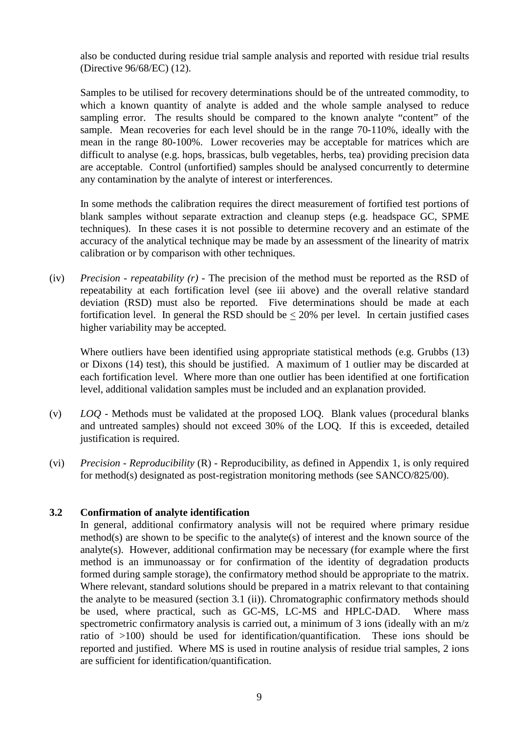also be conducted during residue trial sample analysis and reported with residue trial results (Directive 96/68/EC) (12).

Samples to be utilised for recovery determinations should be of the untreated commodity, to which a known quantity of analyte is added and the whole sample analysed to reduce sampling error. The results should be compared to the known analyte "content" of the sample. Mean recoveries for each level should be in the range 70-110%, ideally with the mean in the range 80-100%. Lower recoveries may be acceptable for matrices which are difficult to analyse (e.g. hops, brassicas, bulb vegetables, herbs, tea) providing precision data are acceptable. Control (unfortified) samples should be analysed concurrently to determine any contamination by the analyte of interest or interferences.

In some methods the calibration requires the direct measurement of fortified test portions of blank samples without separate extraction and cleanup steps (e.g. headspace GC, SPME techniques). In these cases it is not possible to determine recovery and an estimate of the accuracy of the analytical technique may be made by an assessment of the linearity of matrix calibration or by comparison with other techniques.

(iv) *Precision - repeatability (r)* - The precision of the method must be reported as the RSD of repeatability at each fortification level (see iii above) and the overall relative standard deviation (RSD) must also be reported. Five determinations should be made at each fortification level. In general the RSD should be $\leq$ 20% per level. In certain justified cases higher variability may be accepted.

Where outliers have been identified using appropriate statistical methods (e.g. Grubbs (13) or Dixons (14) test), this should be justified. A maximum of 1 outlier may be discarded at each fortification level. Where more than one outlier has been identified at one fortification level, additional validation samples must be included and an explanation provided.

(v) *LOQ* - Methods must be validated at the proposed LOQ. Blank values (procedural blanks and untreated samples) should not exceed 30% of the LOQ. If this is exceeded, detailed justification is required.

(vi) *Precision - Reproducibility* (R) - Reproducibility, as defined in Appendix 1, is only required for method(s) designated as post-registration monitoring methods (see SANCO/825/00).

### 3.2 Confirmation of analyte identification

In general, additional confirmatory analysis will not be required where primary residue method(s) are shown to be specific to the analyte(s) of interest and the known source of the analyte(s). However, additional confirmation may be necessary (for example where the first method is an immunoassay or for confirmation of the identity of degradation products formed during sample storage), the confirmatory method should be appropriate to the matrix. Where relevant, standard solutions should be prepared in a matrix relevant to that containing the analyte to be measured (section 3.1 (ii)). Chromatographic confirmatory methods should be used, where practical, such as GC-MS, LC-MS and HPLC-DAD. Where mass spectrometric confirmatory analysis is carried out, a minimum of 3 ions (ideally with an m/z ratio of >100) should be used for identification/quantification. These ions should be reported and justified. Where MS is used in routine analysis of residue trial samples, 2 ions are sufficient for identification/quantification.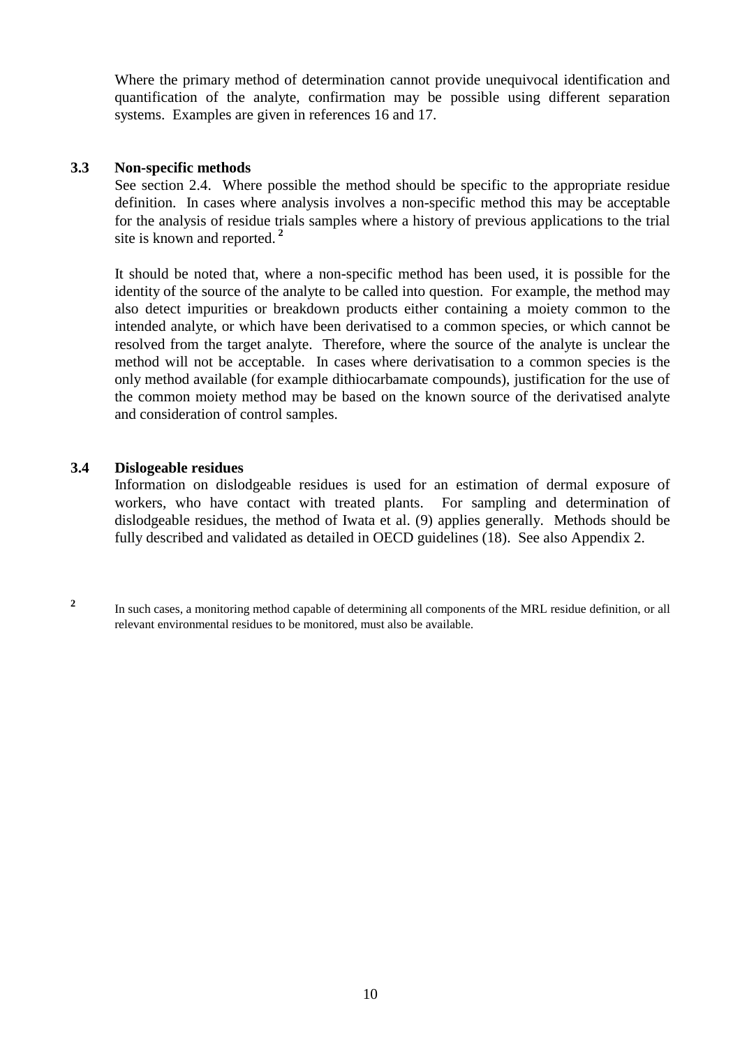Where the primary method of determination cannot provide unequivocal identification and quantification of the analyte, confirmation may be possible using different separation systems. Examples are given in references 16 and 17.

### 3.3 Non-specific methods

See section 2.4. Where possible the method should be specific to the appropriate residue definition. In cases where analysis involves a non-specific method this may be acceptable for the analysis of residue trials samples where a history of previous applications to the trial site is known and reported.[2]

It should be noted that, where a non-specific method has been used, it is possible for the identity of the source of the analyte to be called into question. For example, the method may also detect impurities or breakdown products either containing a moiety common to the intended analyte, or which have been derivatised to a common species, or which cannot be resolved from the target analyte. Therefore, where the source of the analyte is unclear the method will not be acceptable. In cases where derivatisation to a common species is the only method available (for example dithiocarbamate compounds), justification for the use of the common moiety method may be based on the known source of the derivatised analyte and consideration of control samples.

### 3.4 Dislogeable residues

Information on dislodgeable residues is used for an estimation of dermal exposure of workers, who have contact with treated plants. For sampling and determination of dislodgeable residues, the method of Iwata et al. (9) applies generally. Methods should be fully described and validated as detailed in OECD guidelines (18). See also Appendix 2.

[2] In such cases, a monitoring method capable of determining all components of the MRL residue definition, or all relevant environmental residues to be monitored, must also be available.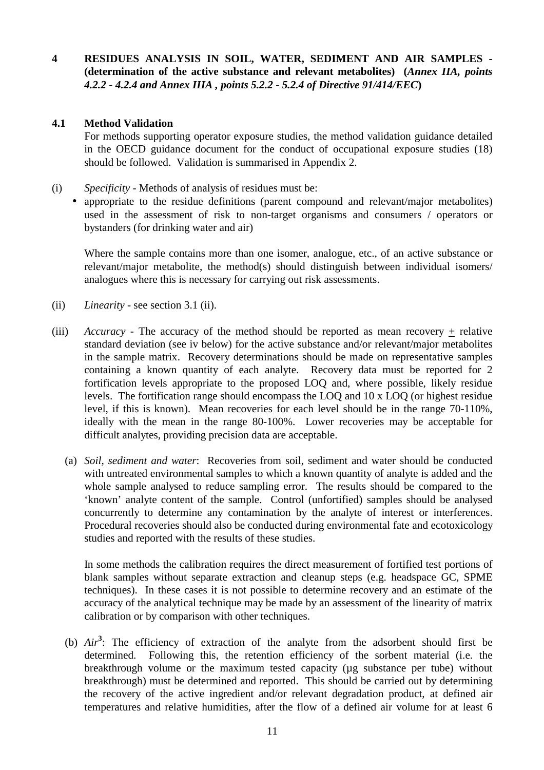## 4 RESIDUES ANALYSIS IN SOIL, WATER, SEDIMENT AND AIR SAMPLES - (determination of the active substance and relevant metabolites) (*Annex IIA, points 4.2.2 - 4.2.4 and Annex IIIA , points 5.2.2 - 5.2.4 of Directive 91/414/EEC*)

### 4.1 Method Validation

For methods supporting operator exposure studies, the method validation guidance detailed in the OECD guidance document for the conduct of occupational exposure studies (18) should be followed. Validation is summarised in Appendix 2.

(i) *Specificity* - Methods of analysis of residues must be:

- appropriate to the residue definitions (parent compound and relevant/major metabolites) used in the assessment of risk to non-target organisms and consumers / operators or bystanders (for drinking water and air)

Where the sample contains more than one isomer, analogue, etc., of an active substance or relevant/major metabolite, the method(s) should distinguish between individual isomers/ analogues where this is necessary for carrying out risk assessments.

(ii) *Linearity* - see section 3.1 (ii).

(iii) *Accuracy* - The accuracy of the method should be reported as mean recovery $\pm$ relative standard deviation (see iv below) for the active substance and/or relevant/major metabolites in the sample matrix. Recovery determinations should be made on representative samples containing a known quantity of each analyte. Recovery data must be reported for 2 fortification levels appropriate to the proposed LOQ and, where possible, likely residue levels. The fortification range should encompass the LOQ and 10 x LOQ (or highest residue level, if this is known). Mean recoveries for each level should be in the range 70-110%, ideally with the mean in the range 80-100%. Lower recoveries may be acceptable for difficult analytes, providing precision data are acceptable.

(a) *Soil, sediment and water*: Recoveries from soil, sediment and water should be conducted with untreated environmental samples to which a known quantity of analyte is added and the whole sample analysed to reduce sampling error. The results should be compared to the 'known' analyte content of the sample. Control (unfortified) samples should be analysed concurrently to determine any contamination by the analyte of interest or interferences. Procedural recoveries should also be conducted during environmental fate and ecotoxicology studies and reported with the results of these studies.

In some methods the calibration requires the direct measurement of fortified test portions of blank samples without separate extraction and cleanup steps (e.g. headspace GC, SPME techniques). In these cases it is not possible to determine recovery and an estimate of the accuracy of the analytical technique may be made by an assessment of the linearity of matrix calibration or by comparison with other techniques.

(b) *Air*[3]: The efficiency of extraction of the analyte from the adsorbent should first be determined. Following this, the retention efficiency of the sorbent material (i.e. the breakthrough volume or the maximum tested capacity (µg substance per tube) without breakthrough) must be determined and reported. This should be carried out by determining the recovery of the active ingredient and/or relevant degradation product, at defined air temperatures and relative humidities, after the flow of a defined air volume for at least 6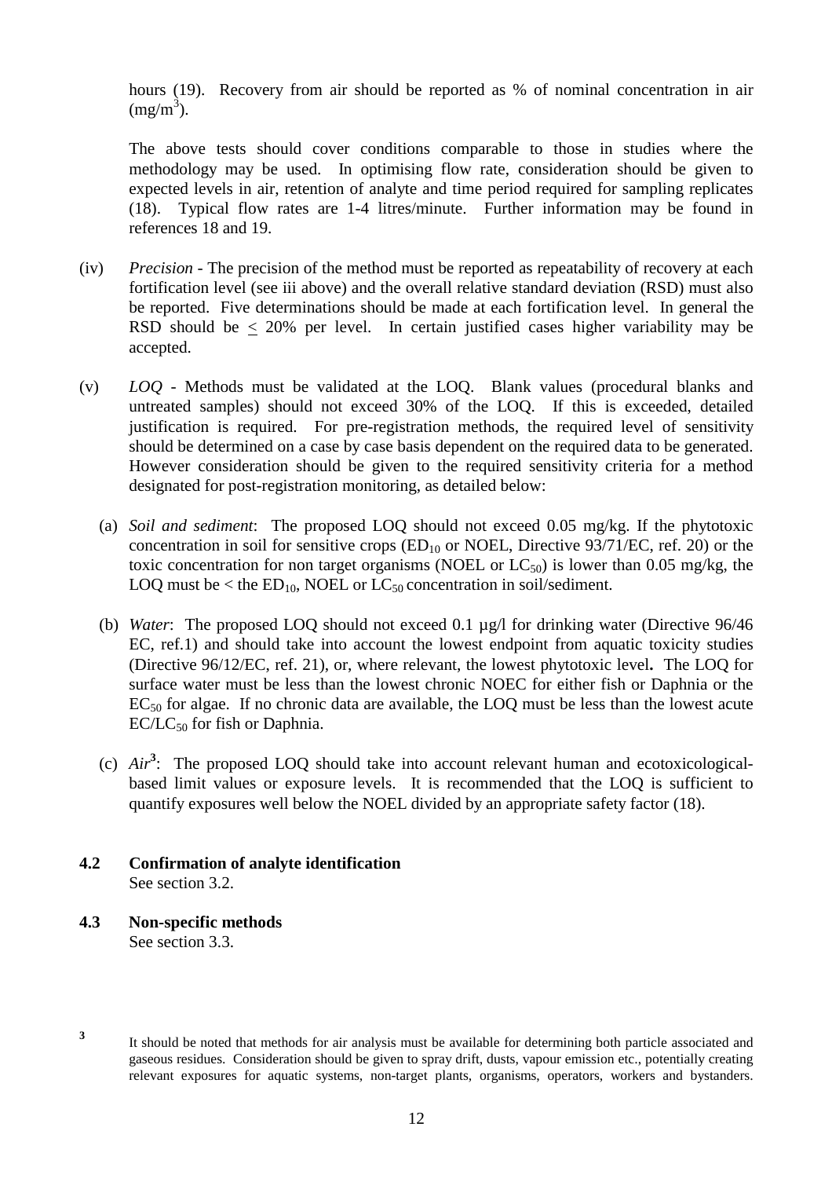hours (19). Recovery from air should be reported as % of nominal concentration in air ($mg/m^3$).

The above tests should cover conditions comparable to those in studies where the methodology may be used. In optimising flow rate, consideration should be given to expected levels in air, retention of analyte and time period required for sampling replicates (18). Typical flow rates are 1-4 litres/minute. Further information may be found in references 18 and 19.

(iv) *Precision* - The precision of the method must be reported as repeatability of recovery at each fortification level (see iii above) and the overall relative standard deviation (RSD) must also be reported. Five determinations should be made at each fortification level. In general the RSD should be $\leq$ 20% per level. In certain justified cases higher variability may be accepted.

(v) *LOQ* - Methods must be validated at the LOQ. Blank values (procedural blanks and untreated samples) should not exceed 30% of the LOQ. If this is exceeded, detailed justification is required. For pre-registration methods, the required level of sensitivity should be determined on a case by case basis dependent on the required data to be generated. However consideration should be given to the required sensitivity criteria for a method designated for post-registration monitoring, as detailed below:

(a) *Soil and sediment*: The proposed LOQ should not exceed 0.05 mg/kg. If the phytotoxic concentration in soil for sensitive crops ($ED_{10}$ or NOEL, Directive 93/71/EC, ref. 20) or the toxic concentration for non target organisms (NOEL or $LC_{50}$) is lower than 0.05 mg/kg, the LOQ must be < the $ED_{10}$, NOEL or $LC_{50}$ concentration in soil/sediment.

(b) *Water*: The proposed LOQ should not exceed 0.1 µg/l for drinking water (Directive 96/46 EC, ref.1) and should take into account the lowest endpoint from aquatic toxicity studies (Directive 96/12/EC, ref. 21), or, where relevant, the lowest phytotoxic level**.** The LOQ for surface water must be less than the lowest chronic NOEC for either fish or Daphnia or the $EC_{50}$ for algae. If no chronic data are available, the LOQ must be less than the lowest acute $EC/LC_{50}$ for fish or Daphnia.

(c) *Air*[3]: The proposed LOQ should take into account relevant human and ecotoxicological-based limit values or exposure levels. It is recommended that the LOQ is sufficient to quantify exposures well below the NOEL divided by an appropriate safety factor (18).

**4.2 Confirmation of analyte identification**

See section 3.2.

**4.3 Non-specific methods**

See section 3.3.

[3] It should be noted that methods for air analysis must be available for determining both particle associated and gaseous residues. Consideration should be given to spray drift, dusts, vapour emission etc., potentially creating relevant exposures for aquatic systems, non-target plants, organisms, operators, workers and bystanders.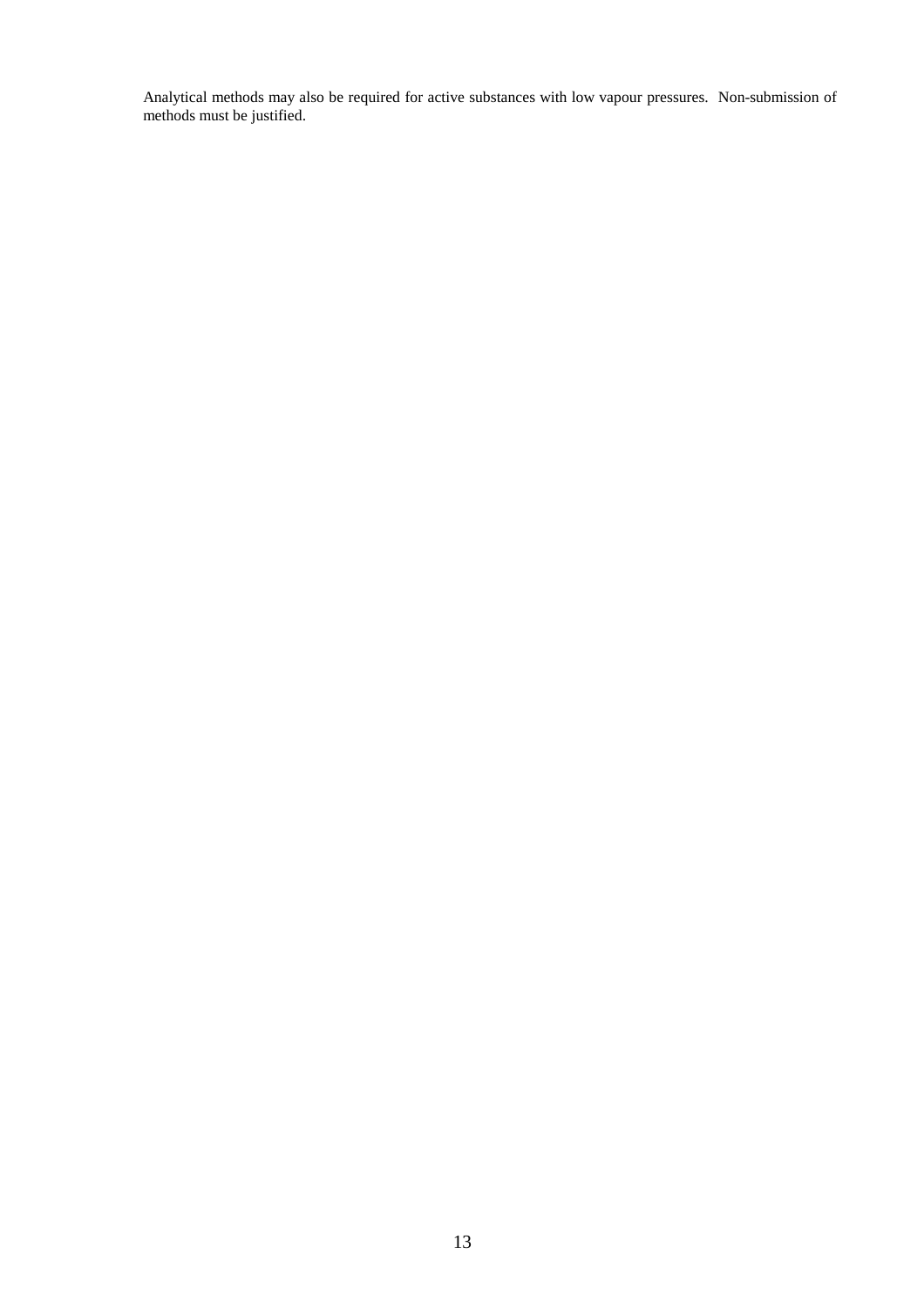Analytical methods may also be required for active substances with low vapour pressures. Non-submission of methods must be justified.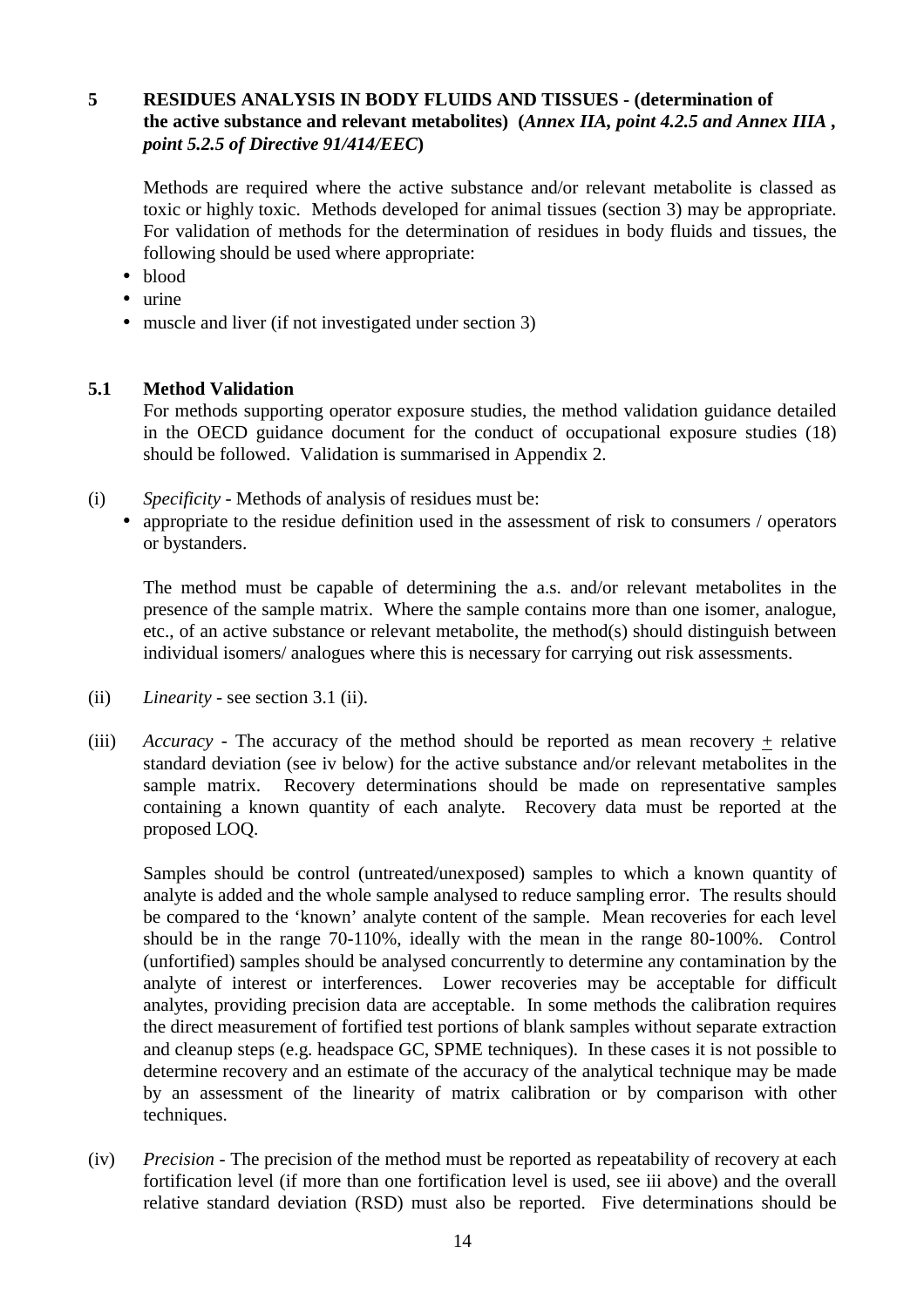## 5 RESIDUES ANALYSIS IN BODY FLUIDS AND TISSUES - (determination of the active substance and relevant metabolites) (*Annex IIA, point 4.2.5 and Annex IIIA , point 5.2.5 of Directive 91/414/EEC*)

Methods are required where the active substance and/or relevant metabolite is classed as toxic or highly toxic. Methods developed for animal tissues (section 3) may be appropriate. For validation of methods for the determination of residues in body fluids and tissues, the following should be used where appropriate:

- blood
- urine
- muscle and liver (if not investigated under section 3)

### 5.1 Method Validation

For methods supporting operator exposure studies, the method validation guidance detailed in the OECD guidance document for the conduct of occupational exposure studies (18) should be followed. Validation is summarised in Appendix 2.

(i) *Specificity* - Methods of analysis of residues must be:

- appropriate to the residue definition used in the assessment of risk to consumers / operators or bystanders.

The method must be capable of determining the a.s. and/or relevant metabolites in the presence of the sample matrix. Where the sample contains more than one isomer, analogue, etc., of an active substance or relevant metabolite, the method(s) should distinguish between individual isomers/ analogues where this is necessary for carrying out risk assessments.

(ii) *Linearity* - see section 3.1 (ii).

(iii) *Accuracy* - The accuracy of the method should be reported as mean recovery ± relative standard deviation (see iv below) for the active substance and/or relevant metabolites in the sample matrix. Recovery determinations should be made on representative samples containing a known quantity of each analyte. Recovery data must be reported at the proposed LOQ.

Samples should be control (untreated/unexposed) samples to which a known quantity of analyte is added and the whole sample analysed to reduce sampling error. The results should be compared to the 'known' analyte content of the sample. Mean recoveries for each level should be in the range 70-110%, ideally with the mean in the range 80-100%. Control (unfortified) samples should be analysed concurrently to determine any contamination by the analyte of interest or interferences. Lower recoveries may be acceptable for difficult analytes, providing precision data are acceptable. In some methods the calibration requires the direct measurement of fortified test portions of blank samples without separate extraction and cleanup steps (e.g. headspace GC, SPME techniques). In these cases it is not possible to determine recovery and an estimate of the accuracy of the analytical technique may be made by an assessment of the linearity of matrix calibration or by comparison with other techniques.

(iv) *Precision* - The precision of the method must be reported as repeatability of recovery at each fortification level (if more than one fortification level is used, see iii above) and the overall relative standard deviation (RSD) must also be reported. Five determinations should be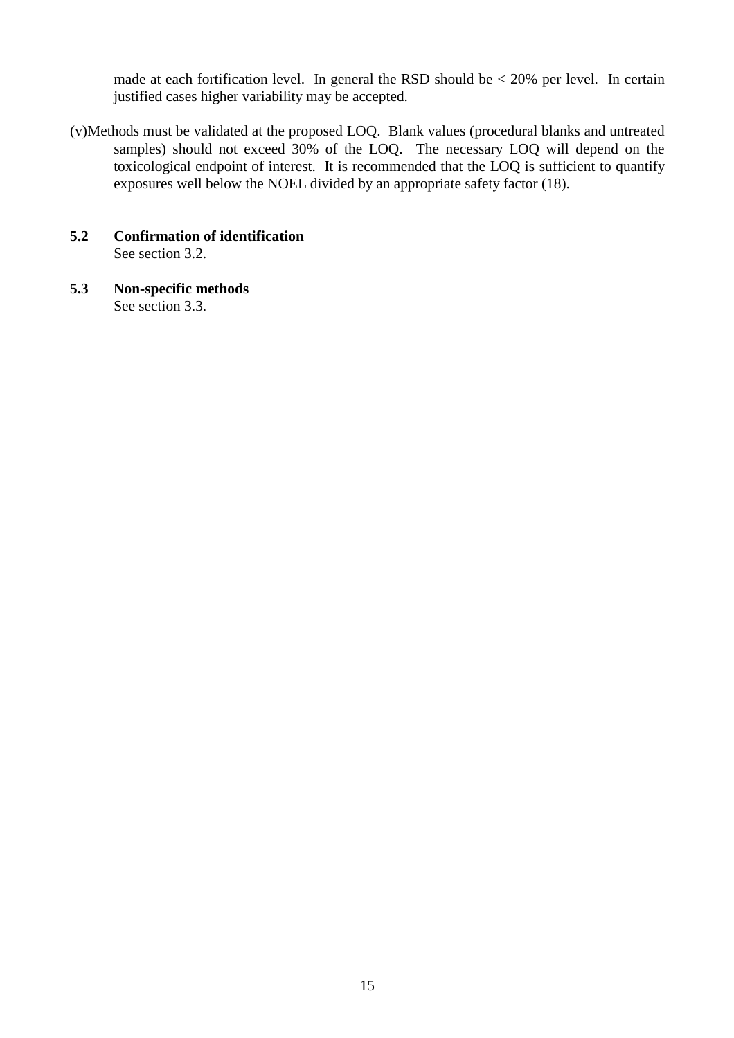made at each fortification level. In general the RSD should be ≤ 20% per level. In certain justified cases higher variability may be accepted.

(v) Methods must be validated at the proposed LOQ. Blank values (procedural blanks and untreated samples) should not exceed 30% of the LOQ. The necessary LOQ will depend on the toxicological endpoint of interest. It is recommended that the LOQ is sufficient to quantify exposures well below the NOEL divided by an appropriate safety factor (18).

### 5.2 Confirmation of identification

See section 3.2.

### 5.3 Non-specific methods

See section 3.3.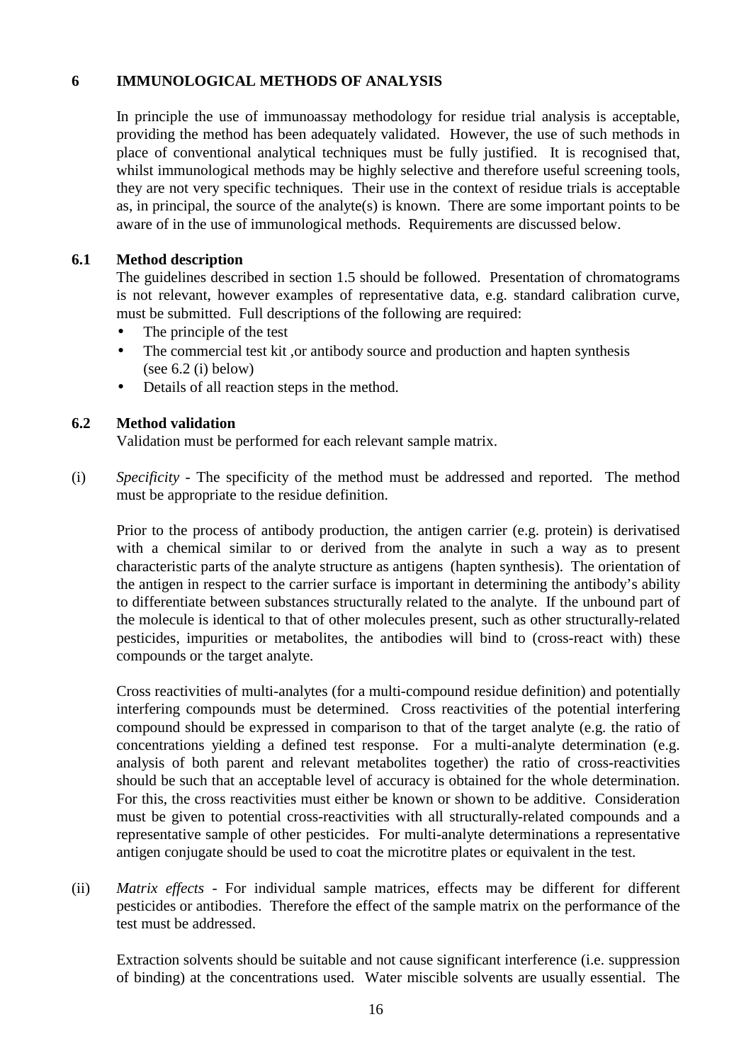## 6 IMMUNOLOGICAL METHODS OF ANALYSIS

In principle the use of immunoassay methodology for residue trial analysis is acceptable, providing the method has been adequately validated. However, the use of such methods in place of conventional analytical techniques must be fully justified. It is recognised that, whilst immunological methods may be highly selective and therefore useful screening tools, they are not very specific techniques. Their use in the context of residue trials is acceptable as, in principal, the source of the analyte(s) is known. There are some important points to be aware of in the use of immunological methods. Requirements are discussed below.

### 6.1 Method description

The guidelines described in section 1.5 should be followed. Presentation of chromatograms is not relevant, however examples of representative data, e.g. standard calibration curve, must be submitted. Full descriptions of the following are required:

- The principle of the test
- The commercial test kit ,or antibody source and production and hapten synthesis (see 6.2 (i) below)
- Details of all reaction steps in the method.

### 6.2 Method validation

Validation must be performed for each relevant sample matrix.

(i) *Specificity* - The specificity of the method must be addressed and reported. The method must be appropriate to the residue definition.

Prior to the process of antibody production, the antigen carrier (e.g. protein) is derivatised with a chemical similar to or derived from the analyte in such a way as to present characteristic parts of the analyte structure as antigens (hapten synthesis). The orientation of the antigen in respect to the carrier surface is important in determining the antibody's ability to differentiate between substances structurally related to the analyte. If the unbound part of the molecule is identical to that of other molecules present, such as other structurally-related pesticides, impurities or metabolites, the antibodies will bind to (cross-react with) these compounds or the target analyte.

Cross reactivities of multi-analytes (for a multi-compound residue definition) and potentially interfering compounds must be determined. Cross reactivities of the potential interfering compound should be expressed in comparison to that of the target analyte (e.g. the ratio of concentrations yielding a defined test response. For a multi-analyte determination (e.g. analysis of both parent and relevant metabolites together) the ratio of cross-reactivities should be such that an acceptable level of accuracy is obtained for the whole determination. For this, the cross reactivities must either be known or shown to be additive. Consideration must be given to potential cross-reactivities with all structurally-related compounds and a representative sample of other pesticides. For multi-analyte determinations a representative antigen conjugate should be used to coat the microtitre plates or equivalent in the test.

(ii) *Matrix effects* - For individual sample matrices, effects may be different for different pesticides or antibodies. Therefore the effect of the sample matrix on the performance of the test must be addressed.

Extraction solvents should be suitable and not cause significant interference (i.e. suppression of binding) at the concentrations used. Water miscible solvents are usually essential. The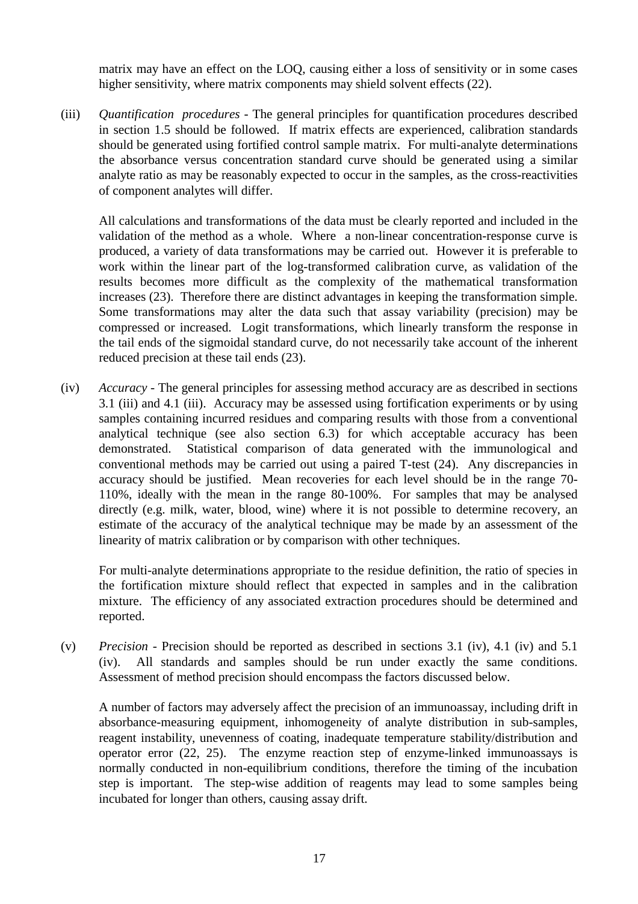matrix may have an effect on the LOQ, causing either a loss of sensitivity or in some cases higher sensitivity, where matrix components may shield solvent effects (22).

(iii) *Quantification procedures* - The general principles for quantification procedures described in section 1.5 should be followed. If matrix effects are experienced, calibration standards should be generated using fortified control sample matrix. For multi-analyte determinations the absorbance versus concentration standard curve should be generated using a similar analyte ratio as may be reasonably expected to occur in the samples, as the cross-reactivities of component analytes will differ.

All calculations and transformations of the data must be clearly reported and included in the validation of the method as a whole. Where a non-linear concentration-response curve is produced, a variety of data transformations may be carried out. However it is preferable to work within the linear part of the log-transformed calibration curve, as validation of the results becomes more difficult as the complexity of the mathematical transformation increases (23). Therefore there are distinct advantages in keeping the transformation simple. Some transformations may alter the data such that assay variability (precision) may be compressed or increased. Logit transformations, which linearly transform the response in the tail ends of the sigmoidal standard curve, do not necessarily take account of the inherent reduced precision at these tail ends (23).

(iv) *Accuracy* - The general principles for assessing method accuracy are as described in sections 3.1 (iii) and 4.1 (iii). Accuracy may be assessed using fortification experiments or by using samples containing incurred residues and comparing results with those from a conventional analytical technique (see also section 6.3) for which acceptable accuracy has been demonstrated. Statistical comparison of data generated with the immunological and conventional methods may be carried out using a paired T-test (24). Any discrepancies in accuracy should be justified. Mean recoveries for each level should be in the range 70-110%, ideally with the mean in the range 80-100%. For samples that may be analysed directly (e.g. milk, water, blood, wine) where it is not possible to determine recovery, an estimate of the accuracy of the analytical technique may be made by an assessment of the linearity of matrix calibration or by comparison with other techniques.

For multi-analyte determinations appropriate to the residue definition, the ratio of species in the fortification mixture should reflect that expected in samples and in the calibration mixture. The efficiency of any associated extraction procedures should be determined and reported.

(v) *Precision* - Precision should be reported as described in sections 3.1 (iv), 4.1 (iv) and 5.1 (iv). All standards and samples should be run under exactly the same conditions. Assessment of method precision should encompass the factors discussed below.

A number of factors may adversely affect the precision of an immunoassay, including drift in absorbance-measuring equipment, inhomogeneity of analyte distribution in sub-samples, reagent instability, unevenness of coating, inadequate temperature stability/distribution and operator error (22, 25). The enzyme reaction step of enzyme-linked immunoassays is normally conducted in non-equilibrium conditions, therefore the timing of the incubation step is important. The step-wise addition of reagents may lead to some samples being incubated for longer than others, causing assay drift.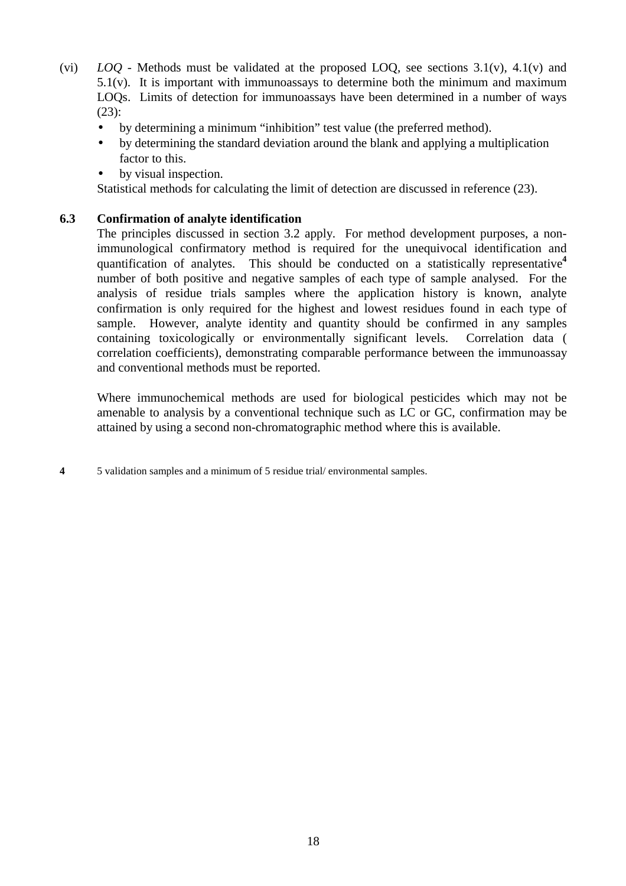(vi) *LOQ* - Methods must be validated at the proposed LOQ, see sections 3.1(v), 4.1(v) and 5.1(v). It is important with immunoassays to determine both the minimum and maximum LOQs. Limits of detection for immunoassays have been determined in a number of ways (23):

- by determining a minimum “inhibition” test value (the preferred method).
- by determining the standard deviation around the blank and applying a multiplication factor to this.
- by visual inspection.

Statistical methods for calculating the limit of detection are discussed in reference (23).

### 6.3 Confirmation of analyte identification

The principles discussed in section 3.2 apply. For method development purposes, a non-immunological confirmatory method is required for the unequivocal identification and quantification of analytes. This should be conducted on a statistically representative[4] number of both positive and negative samples of each type of sample analysed. For the analysis of residue trials samples where the application history is known, analyte confirmation is only required for the highest and lowest residues found in each type of sample. However, analyte identity and quantity should be confirmed in any samples containing toxicologically or environmentally significant levels. Correlation data ( correlation coefficients), demonstrating comparable performance between the immunoassay and conventional methods must be reported.

Where immunochemical methods are used for biological pesticides which may not be amenable to analysis by a conventional technique such as LC or GC, confirmation may be attained by using a second non-chromatographic method where this is available.

**4** 5 validation samples and a minimum of 5 residue trial/ environmental samples.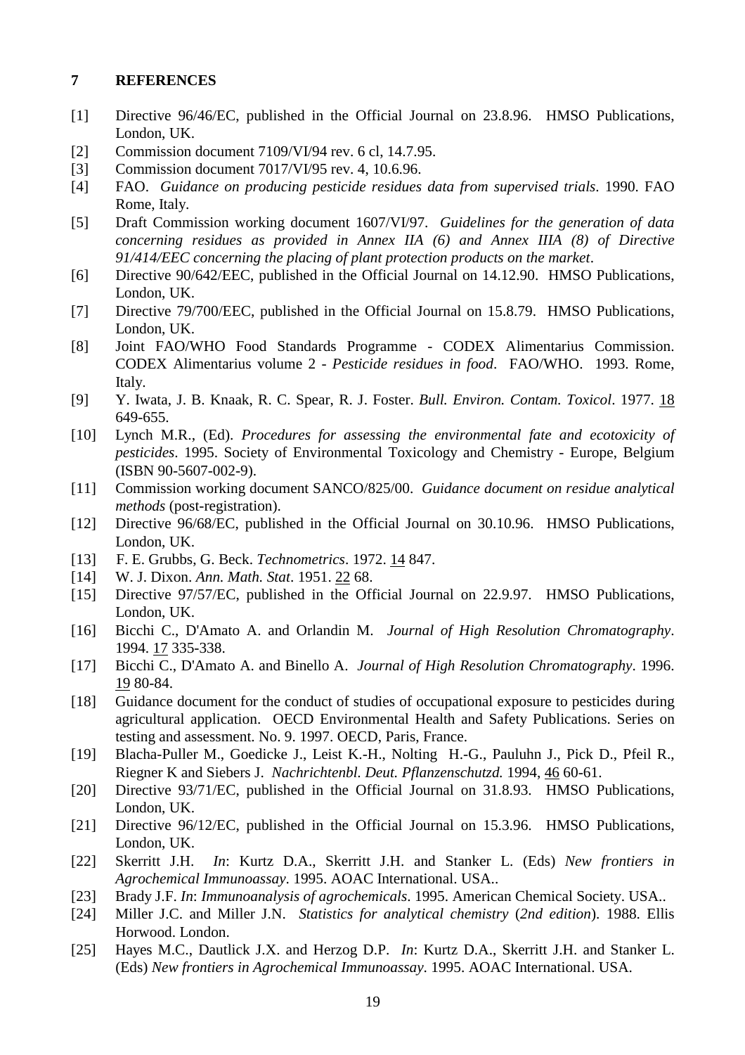## 7 REFERENCES

[1] Directive 96/46/EC, published in the Official Journal on 23.8.96. HMSO Publications, London, UK.

[2] Commission document 7109/VI/94 rev. 6 cl, 14.7.95.

[3] Commission document 7017/VI/95 rev. 4, 10.6.96.

[4] FAO. *Guidance on producing pesticide residues data from supervised trials*. 1990. FAO Rome, Italy.

[5] Draft Commission working document 1607/VI/97. *Guidelines for the generation of data concerning residues as provided in Annex IIA (6) and Annex IIIA (8) of Directive 91/414/EEC concerning the placing of plant protection products on the market*.

[6] Directive 90/642/EEC, published in the Official Journal on 14.12.90. HMSO Publications, London, UK.

[7] Directive 79/700/EEC, published in the Official Journal on 15.8.79. HMSO Publications, London, UK.

[8] Joint FAO/WHO Food Standards Programme - CODEX Alimentarius Commission. CODEX Alimentarius volume 2 - *Pesticide residues in food*. FAO/WHO. 1993. Rome, Italy.

[9] Y. Iwata, J. B. Knaak, R. C. Spear, R. J. Foster. *Bull. Environ. Contam. Toxicol*. 1977. 18 649-655.

[10] Lynch M.R., (Ed). *Procedures for assessing the environmental fate and ecotoxicity of pesticides*. 1995. Society of Environmental Toxicology and Chemistry - Europe, Belgium (ISBN 90-5607-002-9).

[11] Commission working document SANCO/825/00. *Guidance document on residue analytical methods* (post-registration).

[12] Directive 96/68/EC, published in the Official Journal on 30.10.96. HMSO Publications, London, UK.

[13] F. E. Grubbs, G. Beck. *Technometrics*. 1972. 14 847.

[14] W. J. Dixon. *Ann. Math. Stat*. 1951. 22 68.

[15] Directive 97/57/EC, published in the Official Journal on 22.9.97. HMSO Publications, London, UK.

[16] Bicchi C., D'Amato A. and Orlandin M. *Journal of High Resolution Chromatography*. 1994. 17 335-338.

[17] Bicchi C., D'Amato A. and Binello A. *Journal of High Resolution Chromatography*. 1996. 19 80-84.

[18] Guidance document for the conduct of studies of occupational exposure to pesticides during agricultural application. OECD Environmental Health and Safety Publications. Series on testing and assessment. No. 9. 1997. OECD, Paris, France.

[19] Blacha-Puller M., Goedicke J., Leist K.-H., Nolting H.-G., Pauluhn J., Pick D., Pfeil R., Riegner K and Siebers J. *Nachrichtenbl. Deut. Pflanzenschutzd.* 1994, 46 60-61.

[20] Directive 93/71/EC, published in the Official Journal on 31.8.93. HMSO Publications, London, UK.

[21] Directive 96/12/EC, published in the Official Journal on 15.3.96. HMSO Publications, London, UK.

[22] Skerritt J.H. *In*: Kurtz D.A., Skerritt J.H. and Stanker L. (Eds) *New frontiers in Agrochemical Immunoassay*. 1995. AOAC International. USA..

[23] Brady J.F. *In*: *Immunoanalysis of agrochemicals*. 1995. American Chemical Society. USA..

[24] Miller J.C. and Miller J.N. *Statistics for analytical chemistry* (*2nd edition*). 1988. Ellis Horwood. London.

[25] Hayes M.C., Dautlick J.X. and Herzog D.P. *In*: Kurtz D.A., Skerritt J.H. and Stanker L. (Eds) *New frontiers in Agrochemical Immunoassay*. 1995. AOAC International. USA.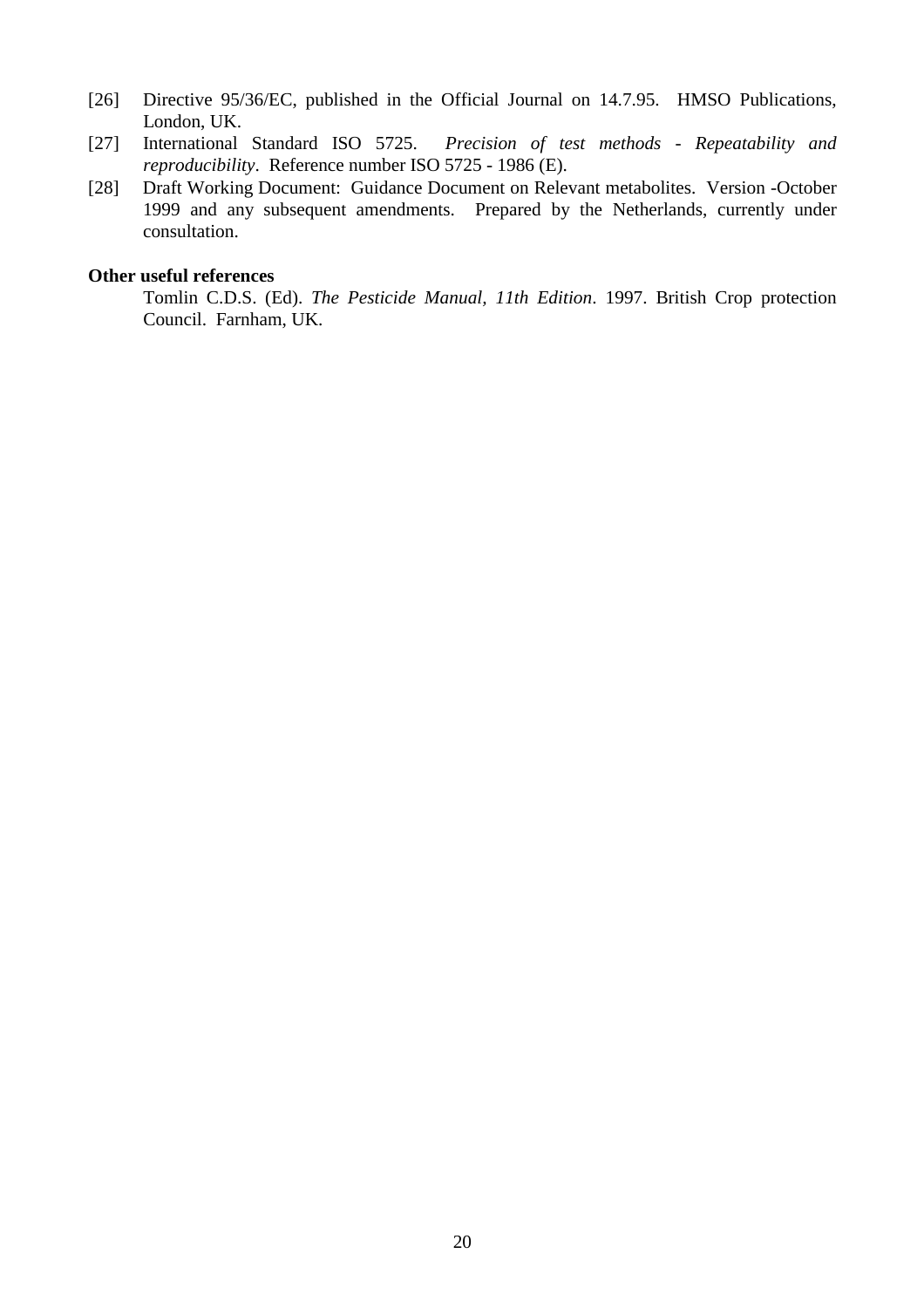[26] Directive 95/36/EC, published in the Official Journal on 14.7.95. HMSO Publications, London, UK.

[27] International Standard ISO 5725. *Precision of test methods - Repeatability and reproducibility*. Reference number ISO 5725 - 1986 (E).

[28] Draft Working Document: Guidance Document on Relevant metabolites. Version -October 1999 and any subsequent amendments. Prepared by the Netherlands, currently under consultation.

**Other useful references**

Tomlin C.D.S. (Ed). *The Pesticide Manual, 11th Edition*. 1997. British Crop protection Council. Farnham, UK.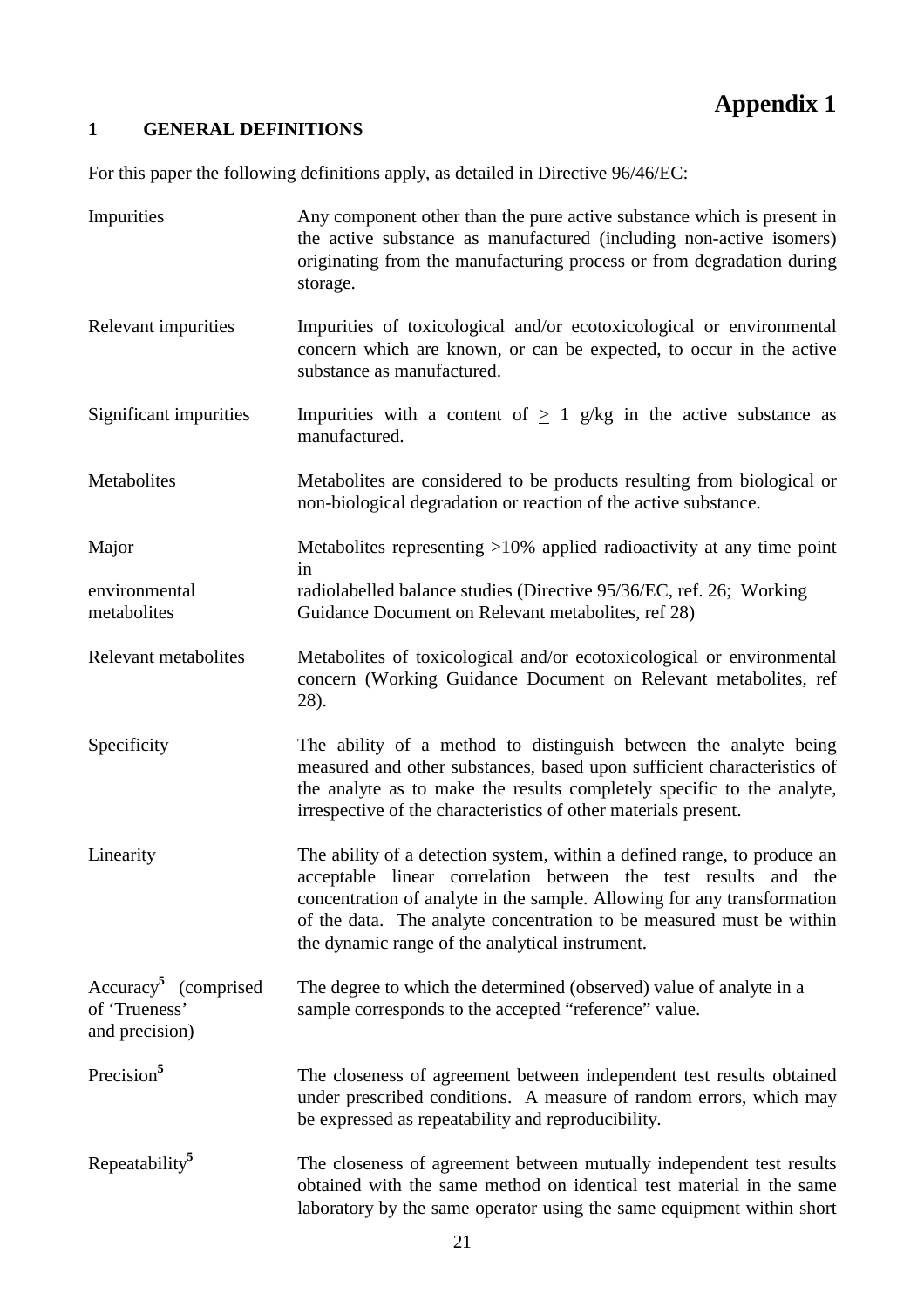# Appendix 1

## 1 GENERAL DEFINITIONS

For this paper the following definitions apply, as detailed in Directive 96/46/EC:

| | |
|---|---|
| Impurities | Any component other than the pure active substance which is present in the active substance as manufactured (including non-active isomers) originating from the manufacturing process or from degradation during storage. |
| Relevant impurities | Impurities of toxicological and/or ecotoxicological or environmental concern which are known, or can be expected, to occur in the active substance as manufactured. |
| Significant impurities | Impurities with a content of $\geq$ 1 g/kg in the active substance as manufactured. |
| Metabolites | Metabolites are considered to be products resulting from biological or non-biological degradation or reaction of the active substance. |
| Major environmental metabolites | Metabolites representing >10% applied radioactivity at any time point in radiolabelled balance studies (Directive 95/36/EC, ref. 26; Working Guidance Document on Relevant metabolites, ref 28) |
| Relevant metabolites | Metabolites of toxicological and/or ecotoxicological or environmental concern (Working Guidance Document on Relevant metabolites, ref 28). |
| Specificity | The ability of a method to distinguish between the analyte being measured and other substances, based upon sufficient characteristics of the analyte as to make the results completely specific to the analyte, irrespective of the characteristics of other materials present. |
| Linearity | The ability of a detection system, within a defined range, to produce an acceptable linear correlation between the test results and the concentration of analyte in the sample. Allowing for any transformation of the data. The analyte concentration to be measured must be within the dynamic range of the analytical instrument. |
| Accuracy[5] (comprised of 'Trueness' and precision) | The degree to which the determined (observed) value of analyte in a sample corresponds to the accepted "reference" value. |
| Precision[5] | The closeness of agreement between independent test results obtained under prescribed conditions. A measure of random errors, which may be expressed as repeatability and reproducibility. |
| Repeatability[5] | The closeness of agreement between mutually independent test results obtained with the same method on identical test material in the same laboratory by the same operator using the same equipment within short |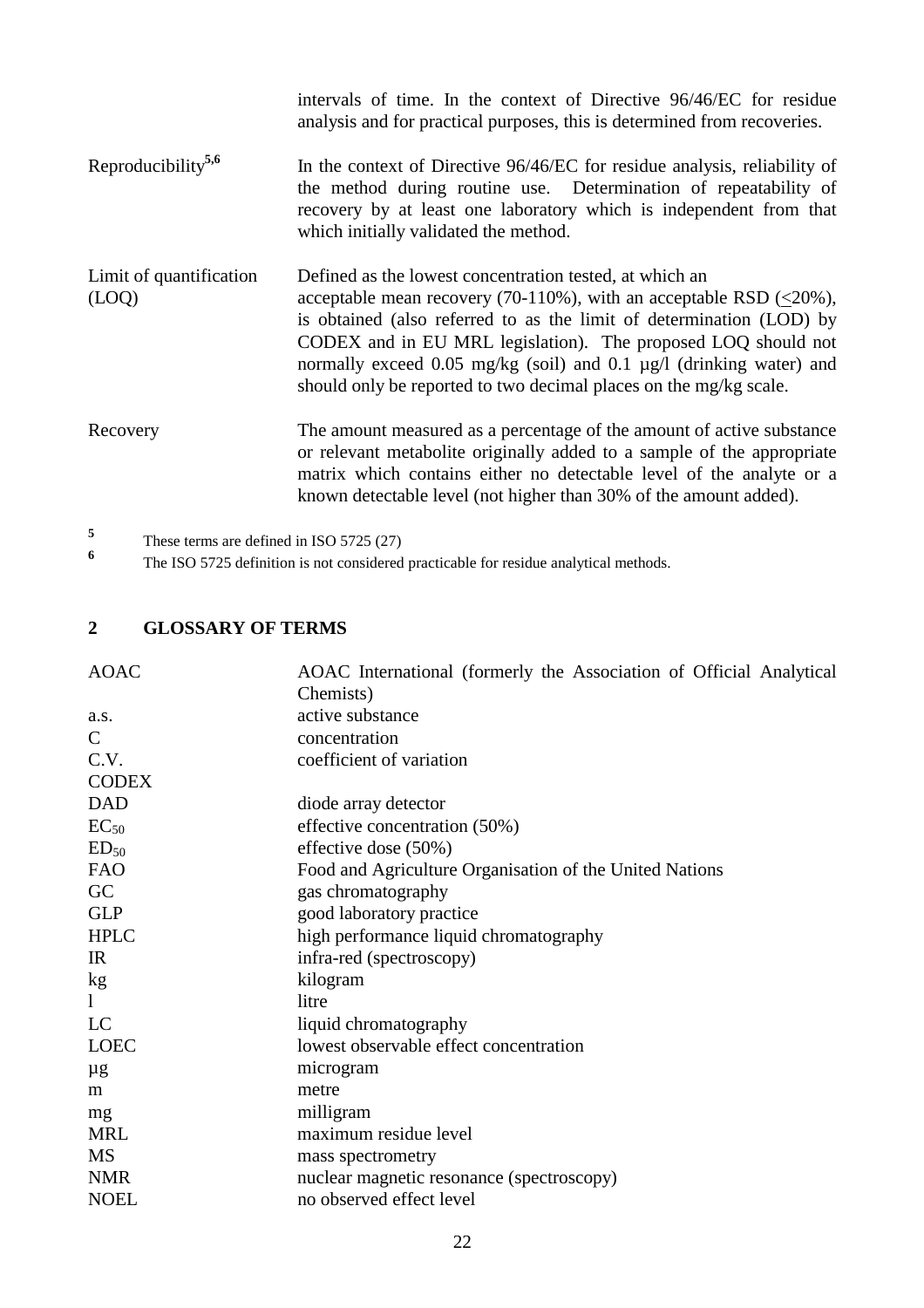| | |
|---|---|
| | intervals of time. In the context of Directive 96/46/EC for residue analysis and for practical purposes, this is determined from recoveries. |
| Reproducibility[5,6] | In the context of Directive 96/46/EC for residue analysis, reliability of the method during routine use. Determination of repeatability of recovery by at least one laboratory which is independent from that which initially validated the method. |
| Limit of quantification (LOQ) | Defined as the lowest concentration tested, at which an acceptable mean recovery (70-110%), with an acceptable RSD ($\leq$20%), is obtained (also referred to as the limit of determination (LOD) by CODEX and in EU MRL legislation). The proposed LOQ should not normally exceed 0.05 mg/kg (soil) and 0.1 µg/l (drinking water) and should only be reported to two decimal places on the mg/kg scale. |
| Recovery | The amount measured as a percentage of the amount of active substance or relevant metabolite originally added to a sample of the appropriate matrix which contains either no detectable level of the analyte or a known detectable level (not higher than 30% of the amount added). |

[5] These terms are defined in ISO 5725 (27)

[6] The ISO 5725 definition is not considered practicable for residue analytical methods.

## 2 GLOSSARY OF TERMS

| | |
|---|---|
| AOAC | AOAC International (formerly the Association of Official Analytical Chemists) |
| a.s. | active substance |
| C | concentration |
| C.V. | coefficient of variation |
| CODEX | |
| DAD | diode array detector |
| $EC_{50}$ | effective concentration (50%) |
| $ED_{50}$ | effective dose (50%) |
| FAO | Food and Agriculture Organisation of the United Nations |
| GC | gas chromatography |
| GLP | good laboratory practice |
| HPLC | high performance liquid chromatography |
| IR | infra-red (spectroscopy) |
| kg | kilogram |
| l | litre |
| LC | liquid chromatography |
| LOEC | lowest observable effect concentration |
| µg | microgram |
| m | metre |
| mg | milligram |
| MRL | maximum residue level |
| MS | mass spectrometry |
| NMR | nuclear magnetic resonance (spectroscopy) |
| NOEL | no observed effect level |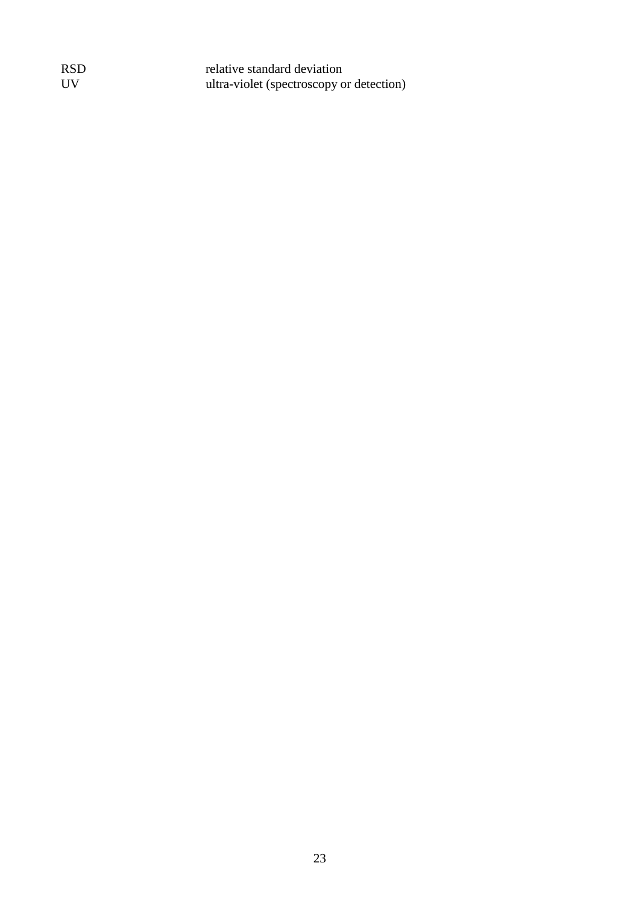| | |
|---|---|
| RSD | relative standard deviation |
| UV | ultra-violet (spectroscopy or detection) |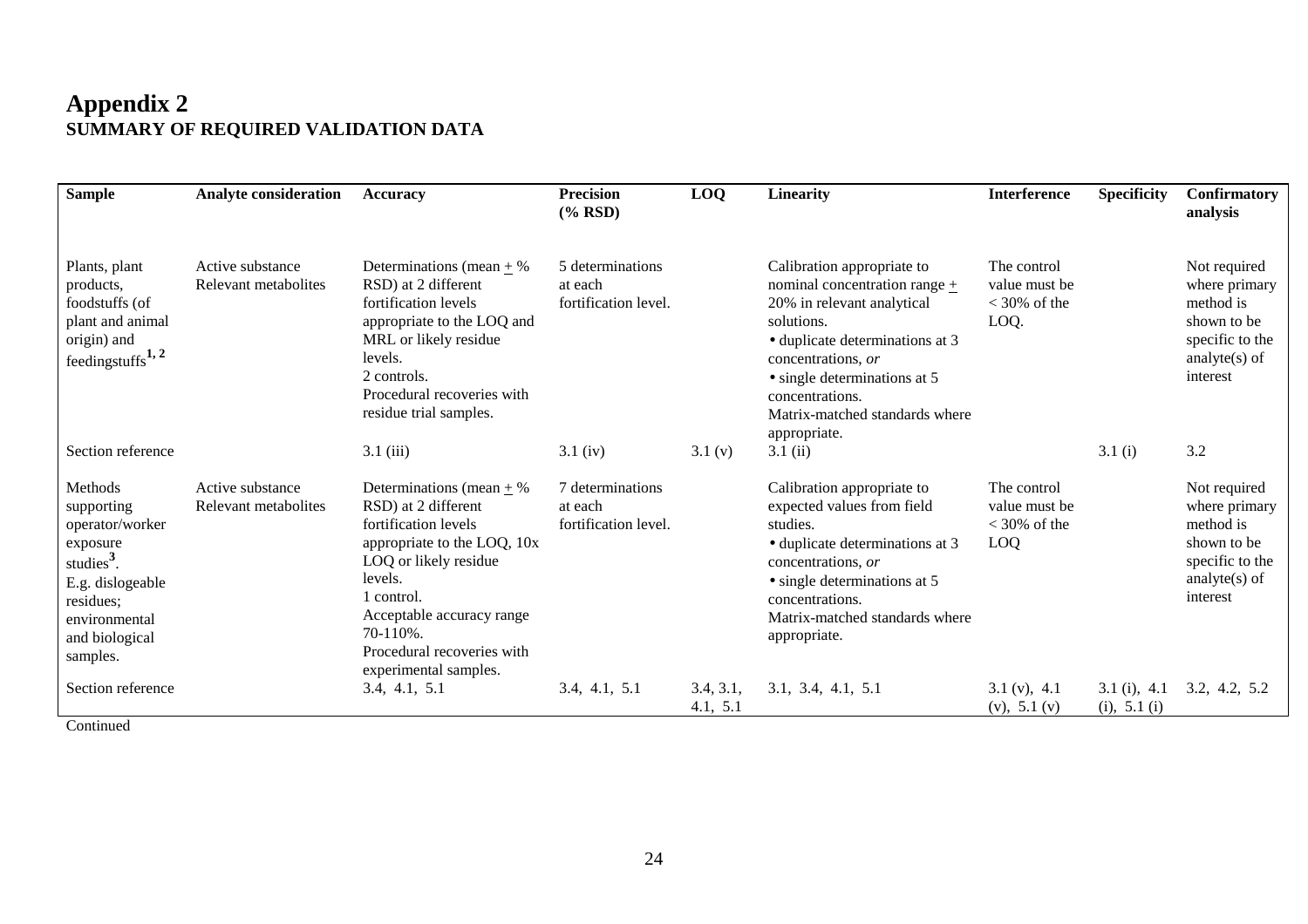# Appendix 2
## SUMMARY OF REQUIRED VALIDATION DATA

| Sample | Analyte consideration | Accuracy | Precision (% RSD) | LOQ | Linearity | Interference | Specificity | Confirmatory analysis |
|---|---|---|---|---|---|---|---|---|
| Plants, plant products, foodstuffs (of plant and animal origin) and feedingstuffs[1, 2] | Active substance Relevant metabolites | Determinations (mean ± % RSD) at 2 different fortification levels appropriate to the LOQ and MRL or likely residue levels. 2 controls. Procedural recoveries with residue trial samples. | 5 determinations at each fortification level. | | Calibration appropriate to nominal concentration range ± 20% in relevant analytical solutions. • duplicate determinations at 3 concentrations, *or* • single determinations at 5 concentrations. Matrix-matched standards where appropriate. | The control value must be < 30% of the LOQ. | | Not required where primary method is shown to be specific to the analyte(s) of interest |
| Section reference | | 3.1 (iii) | 3.1 (iv) | 3.1 (v) | 3.1 (ii) | | 3.1 (i) | 3.2 |
| Methods supporting operator/worker exposure studies[3]. E.g. dislogeable residues; environmental and biological samples. | Active substance Relevant metabolites | Determinations (mean ± % RSD) at 2 different fortification levels appropriate to the LOQ, 10x LOQ or likely residue levels. 1 control. Acceptable accuracy range 70-110%. Procedural recoveries with experimental samples. | 7 determinations at each fortification level. | | Calibration appropriate to expected values from field studies. • duplicate determinations at 3 concentrations, *or* • single determinations at 5 concentrations. Matrix-matched standards where appropriate. | The control value must be < 30% of the LOQ | | Not required where primary method is shown to be specific to the analyte(s) of interest |
| Section reference | | 3.4, 4.1, 5.1 | 3.4, 4.1, 5.1 | 3.4, 3.1, 4.1, 5.1 | 3.1, 3.4, 4.1, 5.1 | 3.1 (v), 4.1 (v), 5.1 (v) | 3.1 (i), 4.1 (i), 5.1 (i) | 3.2, 4.2, 5.2 |

Continued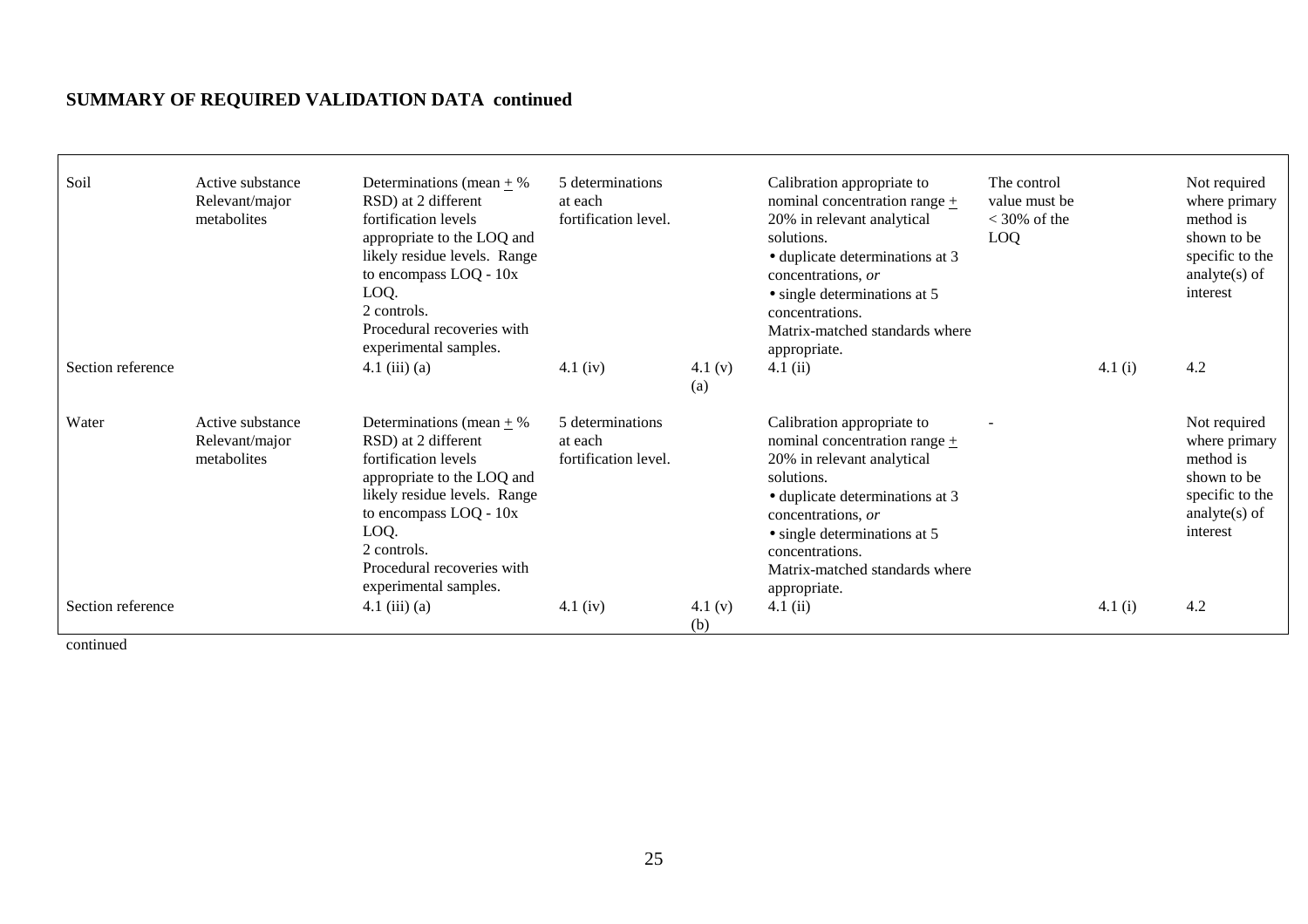## SUMMARY OF REQUIRED VALIDATION DATA continued

| | | | | | | | | |
|---|---|---|---|---|---|---|---|---|
| Soil | Active substance Relevant/major metabolites | Determinations (mean ± % RSD) at 2 different fortification levels appropriate to the LOQ and likely residue levels. Range to encompass LOQ - 10x LOQ. 2 controls. Procedural recoveries with experimental samples. | 5 determinations at each fortification level. | | Calibration appropriate to nominal concentration range ± 20% in relevant analytical solutions. • duplicate determinations at 3 concentrations, *or* • single determinations at 5 concentrations. Matrix-matched standards where appropriate. | The control value must be < 30% of the LOQ | | Not required where primary method is shown to be specific to the analyte(s) of interest |
| Section reference | | 4.1 (iii) (a) | 4.1 (iv) | 4.1 (v) (a) | 4.1 (ii) | | 4.1 (i) | 4.2 |
| Water | Active substance Relevant/major metabolites | Determinations (mean ± % RSD) at 2 different fortification levels appropriate to the LOQ and likely residue levels. Range to encompass LOQ - 10x LOQ. 2 controls. Procedural recoveries with experimental samples. | 5 determinations at each fortification level. | | Calibration appropriate to nominal concentration range ± 20% in relevant analytical solutions. • duplicate determinations at 3 concentrations, *or* • single determinations at 5 concentrations. Matrix-matched standards where appropriate. | - | | Not required where primary method is shown to be specific to the analyte(s) of interest |
| Section reference | | 4.1 (iii) (a) | 4.1 (iv) | 4.1 (v) (b) | 4.1 (ii) | | 4.1 (i) | 4.2 |

continued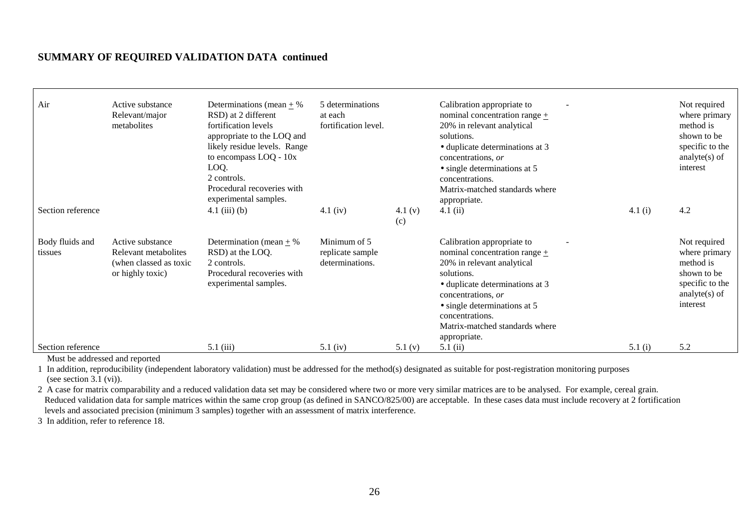## SUMMARY OF REQUIRED VALIDATION DATA continued

| | | | | | | | | |
|---|---|---|---|---|---|---|---|---|
| Air | Active substance<br>Relevant/major metabolites | Determinations (mean ± % RSD) at 2 different fortification levels appropriate to the LOQ and likely residue levels. Range to encompass LOQ - 10x LOQ.<br>2 controls.<br>Procedural recoveries with experimental samples. | 5 determinations at each fortification level. | | Calibration appropriate to nominal concentration range ± 20% in relevant analytical solutions.<br>• duplicate determinations at 3 concentrations, *or*<br>• single determinations at 5 concentrations.<br>Matrix-matched standards where appropriate. | - | | Not required where primary method is shown to be specific to the analyte(s) of interest |
| Section reference | | 4.1 (iii) (b) | 4.1 (iv) | 4.1 (v) (c) | 4.1 (ii) | | 4.1 (i) | 4.2 |
| Body fluids and tissues | Active substance<br>Relevant metabolites (when classed as toxic or highly toxic) | Determination (mean ± % RSD) at the LOQ.<br>2 controls.<br>Procedural recoveries with experimental samples. | Minimum of 5 replicate sample determinations. | | Calibration appropriate to nominal concentration range ± 20% in relevant analytical solutions.<br>• duplicate determinations at 3 concentrations, *or*<br>• single determinations at 5 concentrations.<br>Matrix-matched standards where appropriate. | - | | Not required where primary method is shown to be specific to the analyte(s) of interest |
| Section reference | | 5.1 (iii) | 5.1 (iv) | 5.1 (v) | 5.1 (ii) | | 5.1 (i) | 5.2 |

Must be addressed and reported

1 In addition, reproducibility (independent laboratory validation) must be addressed for the method(s) designated as suitable for post-registration monitoring purposes (see section 3.1 (vi)).

2 A case for matrix comparability and a reduced validation data set may be considered where two or more very similar matrices are to be analysed. For example, cereal grain. Reduced validation data for sample matrices within the same crop group (as defined in SANCO/825/00) are acceptable. In these cases data must include recovery at 2 fortification levels and associated precision (minimum 3 samples) together with an assessment of matrix interference.

3 In addition, refer to reference 18.